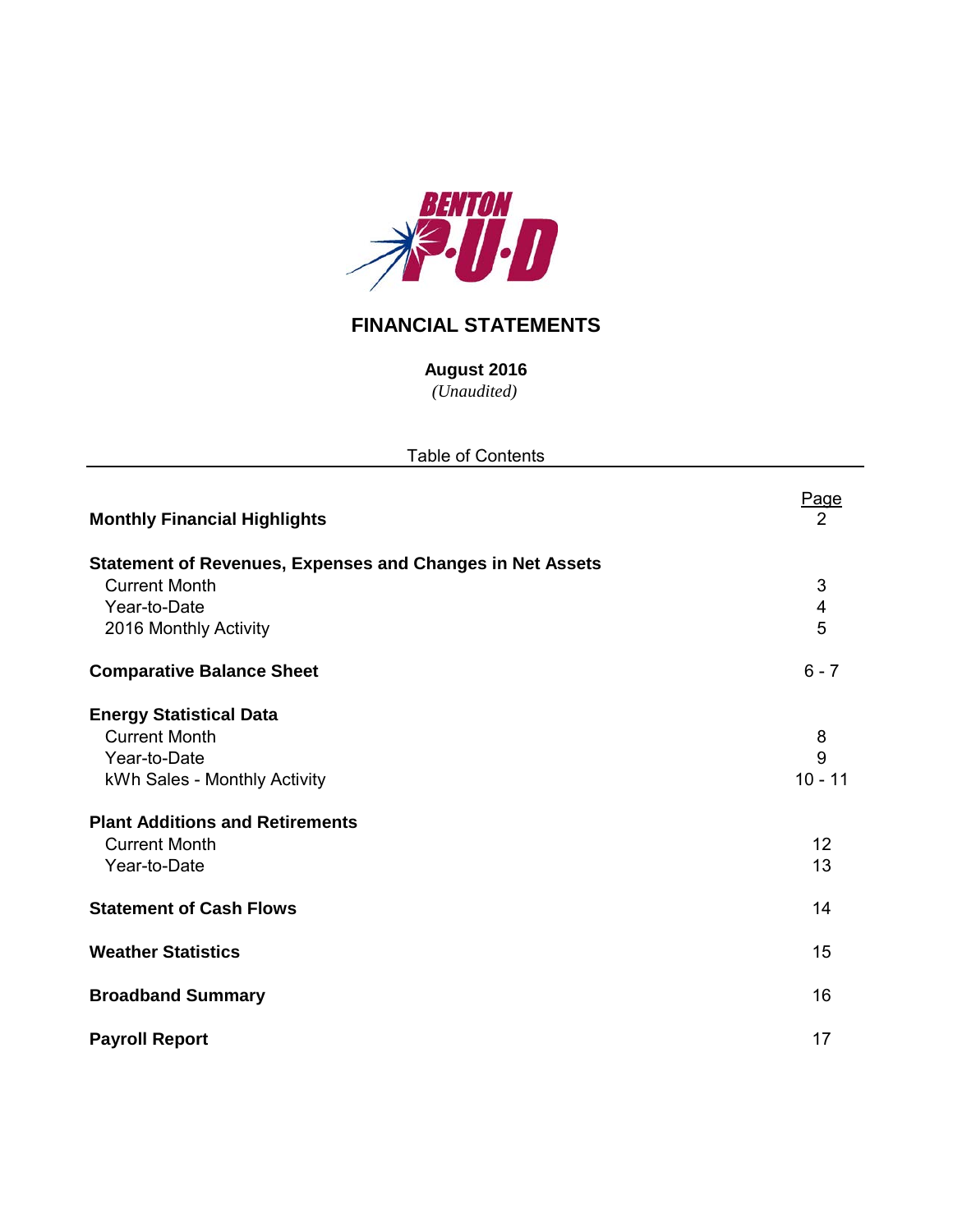BENTON P·U·D

# FINANCIAL STATEMENTS

**August 2016**

*(Unaudited)*

Table of Contents

| | Page |
|---|---|
| **Monthly Financial Highlights** | 2 |
| **Statement of Revenues, Expenses and Changes in Net Assets** | |
| Current Month | 3 |
| Year-to-Date | 4 |
| 2016 Monthly Activity | 5 |
| **Comparative Balance Sheet** | 6 - 7 |
| **Energy Statistical Data** | |
| Current Month | 8 |
| Year-to-Date | 9 |
| kWh Sales - Monthly Activity | 10 - 11 |
| **Plant Additions and Retirements** | |
| Current Month | 12 |
| Year-to-Date | 13 |
| **Statement of Cash Flows** | 14 |
| **Weather Statistics** | 15 |
| **Broadband Summary** | 16 |
| **Payroll Report** | 17 |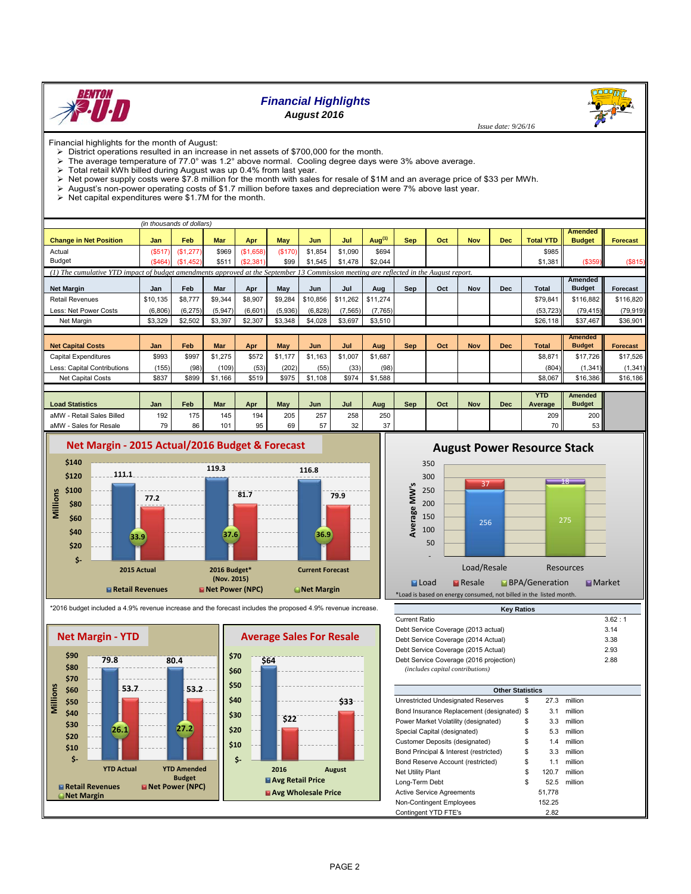# Financial Highlights

## August 2016

*Issue date: 9/26/16*

Financial highlights for the month of August:

- District operations resulted in an increase in net assets of $700,000 for the month.
- The average temperature of 77.0° was 1.2° above normal. Cooling degree days were 3% above average.
- Total retail kWh billed during August was up 0.4% from last year.
- Net power supply costs were $7.8 million for the month with sales for resale of $1M and an average price of $33 per MWh.
- August's non-power operating costs of $1.7 million before taxes and depreciation were 7% above last year.
- Net capital expenditures were $1.7M for the month.

*(in thousands of dollars)*

| Change in Net Position | Jan | Feb | Mar | Apr | May | Jun | Jul | Aug[1] | Sep | Oct | Nov | Dec | Total YTD | Amended Budget | Forecast |
|---|---|---|---|---|---|---|---|---|---|---|---|---|---|---|---|
| Actual | ($517) | ($1,277) | $969 | ($1,658) | ($170) | $1,854 | $1,090 | $694 | | | | | $985 | | |
| Budget | ($464) | ($1,452) | $511 | ($2,381) | $99 | $1,545 | $1,478 | $2,044 | | | | | $1,381 | ($359) | ($815) |

*(1) The cumulative YTD impact of budget amendments approved at the September 13 Commission meeting are reflected in the August report.*

| Net Margin | Jan | Feb | Mar | Apr | May | Jun | Jul | Aug | Sep | Oct | Nov | Dec | Total | Amended Budget | Forecast |
|---|---|---|---|---|---|---|---|---|---|---|---|---|---|---|---|
| Retail Revenues | $10,135 | $8,777 | $9,344 | $8,907 | $9,284 | $10,856 | $11,262 | $11,274 | | | | | $79,841 | $116,882 | $116,820 |
| Less: Net Power Costs | (6,806) | (6,275) | (5,947) | (6,601) | (5,936) | (6,828) | (7,565) | (7,765) | | | | | (53,723) | (79,415) | (79,919) |
| Net Margin | $3,329 | $2,502 | $3,397 | $2,307 | $3,348 | $4,028 | $3,697 | $3,510 | | | | | $26,118 | $37,467 | $36,901 |

| Net Capital Costs | Jan | Feb | Mar | Apr | May | Jun | Jul | Aug | Sep | Oct | Nov | Dec | Total | Amended Budget | Forecast |
|---|---|---|---|---|---|---|---|---|---|---|---|---|---|---|---|
| Capital Expenditures | $993 | $997 | $1,275 | $572 | $1,177 | $1,163 | $1,007 | $1,687 | | | | | $8,871 | $17,726 | $17,526 |
| Less: Capital Contributions | (155) | (98) | (109) | (53) | (202) | (55) | (33) | (98) | | | | | (804) | (1,341) | (1,341) |
| Net Capital Costs | $837 | $899 | $1,166 | $519 | $975 | $1,108 | $974 | $1,588 | | | | | $8,067 | $16,386 | $16,186 |

| Load Statistics | Jan | Feb | Mar | Apr | May | Jun | Jul | Aug | Sep | Oct | Nov | Dec | YTD Average | Amended Budget |
|---|---|---|---|---|---|---|---|---|---|---|---|---|---|---|
| aMW - Retail Sales Billed | 192 | 175 | 145 | 194 | 205 | 257 | 258 | 250 | | | | | 209 | 200 |
| aMW - Sales for Resale | 79 | 86 | 101 | 95 | 69 | 57 | 32 | 37 | | | | | 70 | 53 |

### Net Margin - 2015 Actual/2016 Budget & Forecast

| (Millions) | Retail Revenues | Net Power (NPC) | Net Margin |
|---|---|---|---|
| 2015 Actual | 111.1 | 77.2 | 33.9 |
| 2016 Budget* (Nov. 2015) | 119.3 | 81.7 | 37.6 |
| Current Forecast | 116.8 | 79.9 | 36.9 |

*2016 budget included a 4.9% revenue increase and the forecast includes the proposed 4.9% revenue increase.

### August Power Resource Stack

| Average MW's | Load | Resale | BPA/Generation | Market |
|---|---|---|---|---|
| Load/Resale | 256 | 37 | | |
| Resources | | | 275 | 18 |

*Load is based on energy consumed, not billed in the listed month.

### Net Margin - YTD

| (Millions) | Retail Revenues | Net Power (NPC) | Net Margin |
|---|---|---|---|
| YTD Actual | 79.8 | 53.7 | 26.1 |
| YTD Amended Budget | 80.4 | 53.2 | 27.2 |

### Average Sales For Resale

| | Avg Retail Price | Avg Wholesale Price |
|---|---|---|
| 2016 | $64 | $22 |
| August | | $33 |

| Key Ratios | |
|---|---|
| Current Ratio | 3.62 : 1 |
| Debt Service Coverage (2013 actual) | 3.14 |
| Debt Service Coverage (2014 Actual) | 3.38 |
| Debt Service Coverage (2015 Actual) | 2.93 |
| Debt Service Coverage (2016 projection) *(includes capital contributions)* | 2.88 |

| Other Statistics | |
|---|---|
| Unrestricted Undesignated Reserves | $ 27.3 million |
| Bond Insurance Replacement (designated) | $ 3.1 million |
| Power Market Volatility (designated) | $ 3.3 million |
| Special Capital (designated) | $ 5.3 million |
| Customer Deposits (designated) | $ 1.4 million |
| Bond Principal & Interest (restricted) | $ 3.3 million |
| Bond Reserve Account (restricted) | $ 1.1 million |
| Net Utility Plant | $ 120.7 million |
| Long-Term Debt | $ 52.5 million |
| Active Service Agreements | 51,778 |
| Non-Contingent Employees | 152.25 |
| Contingent YTD FTE's | 2.82 |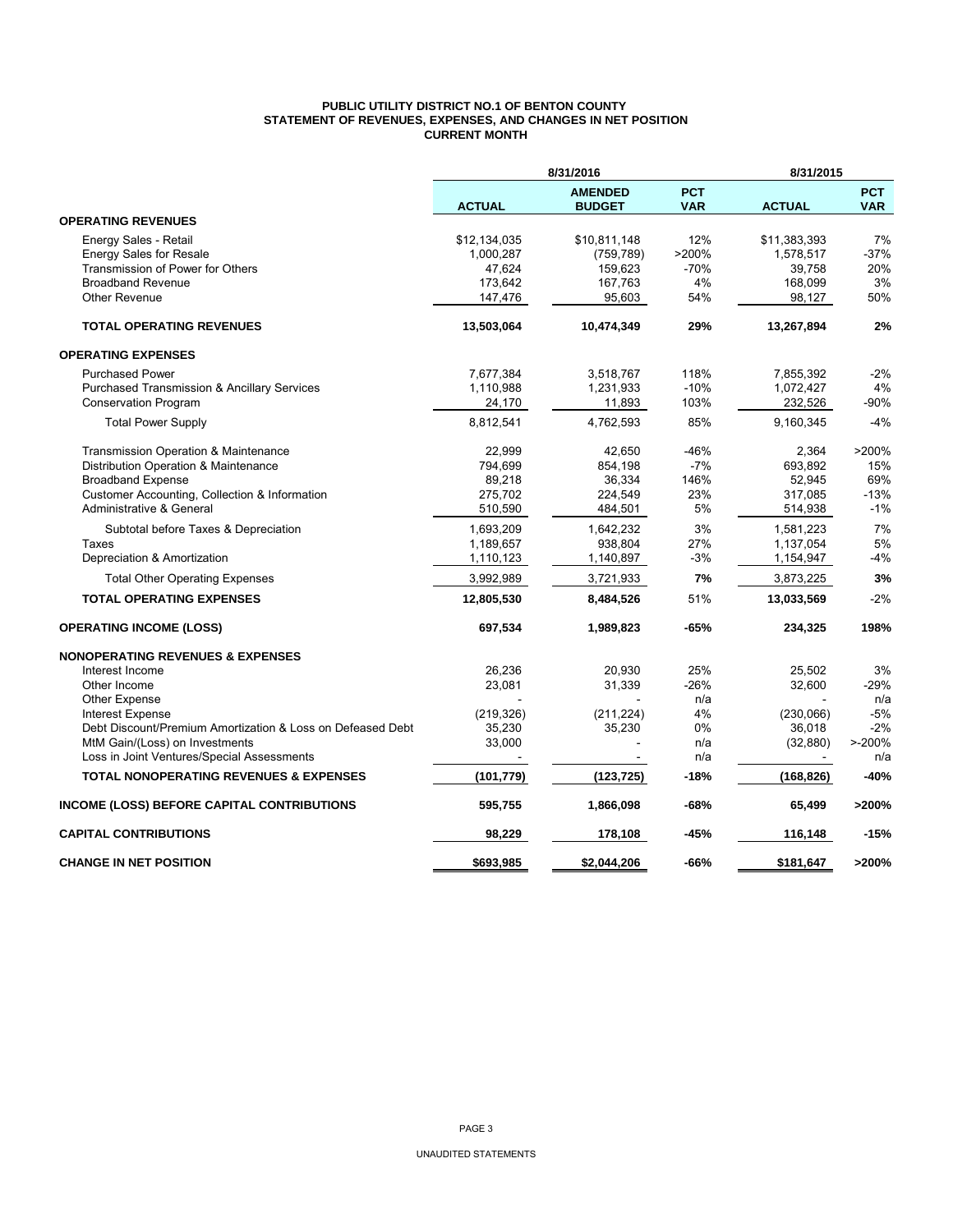**PUBLIC UTILITY DISTRICT NO.1 OF BENTON COUNTY**
**STATEMENT OF REVENUES, EXPENSES, AND CHANGES IN NET POSITION**
**CURRENT MONTH**

| | 8/31/2016 | | | 8/31/2015 | |
|---|---|---|---|---|---|
| | **ACTUAL** | **AMENDED BUDGET** | **PCT VAR** | **ACTUAL** | **PCT VAR** |
| **OPERATING REVENUES** | | | | | |
| Energy Sales - Retail | $12,134,035 | $10,811,148 | 12% | $11,383,393 | 7% |
| Energy Sales for Resale | 1,000,287 | (759,789) | >200% | 1,578,517 | -37% |
| Transmission of Power for Others | 47,624 | 159,623 | -70% | 39,758 | 20% |
| Broadband Revenue | 173,642 | 167,763 | 4% | 168,099 | 3% |
| Other Revenue | 147,476 | 95,603 | 54% | 98,127 | 50% |
| **TOTAL OPERATING REVENUES** | **13,503,064** | **10,474,349** | **29%** | **13,267,894** | **2%** |
| **OPERATING EXPENSES** | | | | | |
| Purchased Power | 7,677,384 | 3,518,767 | 118% | 7,855,392 | -2% |
| Purchased Transmission & Ancillary Services | 1,110,988 | 1,231,933 | -10% | 1,072,427 | 4% |
| Conservation Program | 24,170 | 11,893 | 103% | 232,526 | -90% |
| Total Power Supply | 8,812,541 | 4,762,593 | 85% | 9,160,345 | -4% |
| Transmission Operation & Maintenance | 22,999 | 42,650 | -46% | 2,364 | >200% |
| Distribution Operation & Maintenance | 794,699 | 854,198 | -7% | 693,892 | 15% |
| Broadband Expense | 89,218 | 36,334 | 146% | 52,945 | 69% |
| Customer Accounting, Collection & Information | 275,702 | 224,549 | 23% | 317,085 | -13% |
| Administrative & General | 510,590 | 484,501 | 5% | 514,938 | -1% |
| Subtotal before Taxes & Depreciation | 1,693,209 | 1,642,232 | 3% | 1,581,223 | 7% |
| Taxes | 1,189,657 | 938,804 | 27% | 1,137,054 | 5% |
| Depreciation & Amortization | 1,110,123 | 1,140,897 | -3% | 1,154,947 | -4% |
| Total Other Operating Expenses | 3,992,989 | 3,721,933 | **7%** | 3,873,225 | **3%** |
| **TOTAL OPERATING EXPENSES** | **12,805,530** | **8,484,526** | 51% | **13,033,569** | -2% |
| **OPERATING INCOME (LOSS)** | **697,534** | **1,989,823** | **-65%** | **234,325** | **198%** |
| **NONOPERATING REVENUES & EXPENSES** | | | | | |
| Interest Income | 26,236 | 20,930 | 25% | 25,502 | 3% |
| Other Income | 23,081 | 31,339 | -26% | 32,600 | -29% |
| Other Expense | - | - | n/a | - | n/a |
| Interest Expense | (219,326) | (211,224) | 4% | (230,066) | -5% |
| Debt Discount/Premium Amortization & Loss on Defeased Debt | 35,230 | 35,230 | 0% | 36,018 | -2% |
| MtM Gain/(Loss) on Investments | 33,000 | - | n/a | (32,880) | >-200% |
| Loss in Joint Ventures/Special Assessments | - | - | n/a | - | n/a |
| **TOTAL NONOPERATING REVENUES & EXPENSES** | **(101,779)** | **(123,725)** | **-18%** | **(168,826)** | **-40%** |
| **INCOME (LOSS) BEFORE CAPITAL CONTRIBUTIONS** | **595,755** | **1,866,098** | **-68%** | **65,499** | **>200%** |
| **CAPITAL CONTRIBUTIONS** | **98,229** | **178,108** | **-45%** | **116,148** | **-15%** |
| **CHANGE IN NET POSITION** | **$693,985** | **$2,044,206** | **-66%** | **$181,647** | **>200%** |

UNAUDITED STATEMENTS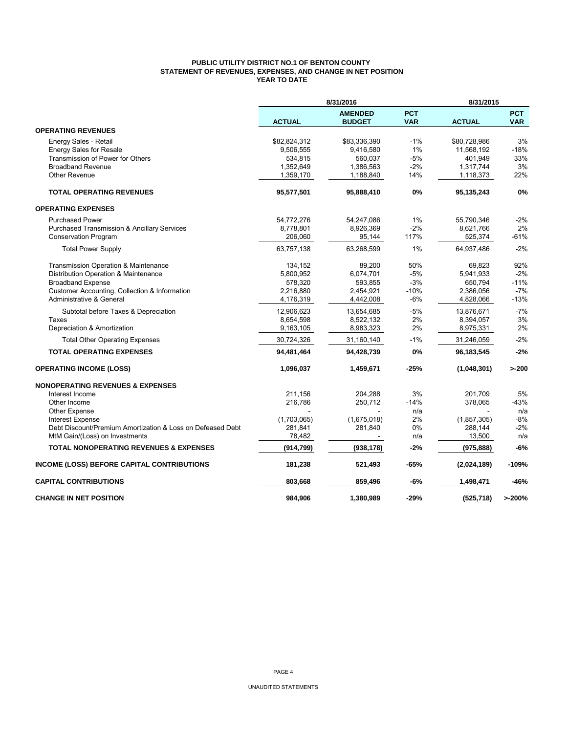**PUBLIC UTILITY DISTRICT NO.1 OF BENTON COUNTY**
**STATEMENT OF REVENUES, EXPENSES, AND CHANGE IN NET POSITION**
**YEAR TO DATE**

| | 8/31/2016 | | | 8/31/2015 | |
|---|---|---|---|---|---|
| | **ACTUAL** | **AMENDED BUDGET** | **PCT VAR** | **ACTUAL** | **PCT VAR** |
| **OPERATING REVENUES** | | | | | |
| Energy Sales - Retail | $82,824,312 | $83,336,390 | -1% | $80,728,986 | 3% |
| Energy Sales for Resale | 9,506,555 | 9,416,580 | 1% | 11,568,192 | -18% |
| Transmission of Power for Others | 534,815 | 560,037 | -5% | 401,949 | 33% |
| Broadband Revenue | 1,352,649 | 1,386,563 | -2% | 1,317,744 | 3% |
| Other Revenue | 1,359,170 | 1,188,840 | 14% | 1,118,373 | 22% |
| **TOTAL OPERATING REVENUES** | **95,577,501** | **95,888,410** | **0%** | **95,135,243** | **0%** |
| **OPERATING EXPENSES** | | | | | |
| Purchased Power | 54,772,276 | 54,247,086 | 1% | 55,790,346 | -2% |
| Purchased Transmission & Ancillary Services | 8,778,801 | 8,926,369 | -2% | 8,621,766 | 2% |
| Conservation Program | 206,060 | 95,144 | 117% | 525,374 | -61% |
| Total Power Supply | 63,757,138 | 63,268,599 | 1% | 64,937,486 | -2% |
| Transmission Operation & Maintenance | 134,152 | 89,200 | 50% | 69,823 | 92% |
| Distribution Operation & Maintenance | 5,800,952 | 6,074,701 | -5% | 5,941,933 | -2% |
| Broadband Expense | 578,320 | 593,855 | -3% | 650,794 | -11% |
| Customer Accounting, Collection & Information | 2,216,880 | 2,454,921 | -10% | 2,386,056 | -7% |
| Administrative & General | 4,176,319 | 4,442,008 | -6% | 4,828,066 | -13% |
| Subtotal before Taxes & Depreciation | 12,906,623 | 13,654,685 | -5% | 13,876,671 | -7% |
| Taxes | 8,654,598 | 8,522,132 | 2% | 8,394,057 | 3% |
| Depreciation & Amortization | 9,163,105 | 8,983,323 | 2% | 8,975,331 | 2% |
| Total Other Operating Expenses | 30,724,326 | 31,160,140 | -1% | 31,246,059 | -2% |
| **TOTAL OPERATING EXPENSES** | **94,481,464** | **94,428,739** | **0%** | **96,183,545** | **-2%** |
| **OPERATING INCOME (LOSS)** | **1,096,037** | **1,459,671** | **-25%** | **(1,048,301)** | **>-200** |
| **NONOPERATING REVENUES & EXPENSES** | | | | | |
| Interest Income | 211,156 | 204,288 | 3% | 201,709 | 5% |
| Other Income | 216,786 | 250,712 | -14% | 378,065 | -43% |
| Other Expense | - | - | n/a | - | n/a |
| Interest Expense | (1,703,065) | (1,675,018) | 2% | (1,857,305) | -8% |
| Debt Discount/Premium Amortization & Loss on Defeased Debt | 281,841 | 281,840 | 0% | 288,144 | -2% |
| MtM Gain/(Loss) on Investments | 78,482 | - | n/a | 13,500 | n/a |
| **TOTAL NONOPERATING REVENUES & EXPENSES** | **(914,799)** | **(938,178)** | **-2%** | **(975,888)** | **-6%** |
| **INCOME (LOSS) BEFORE CAPITAL CONTRIBUTIONS** | **181,238** | **521,493** | **-65%** | **(2,024,189)** | **-109%** |
| **CAPITAL CONTRIBUTIONS** | **803,668** | **859,496** | **-6%** | **1,498,471** | **-46%** |
| **CHANGE IN NET POSITION** | **984,906** | **1,380,989** | **-29%** | **(525,718)** | **>-200%** |

UNAUDITED STATEMENTS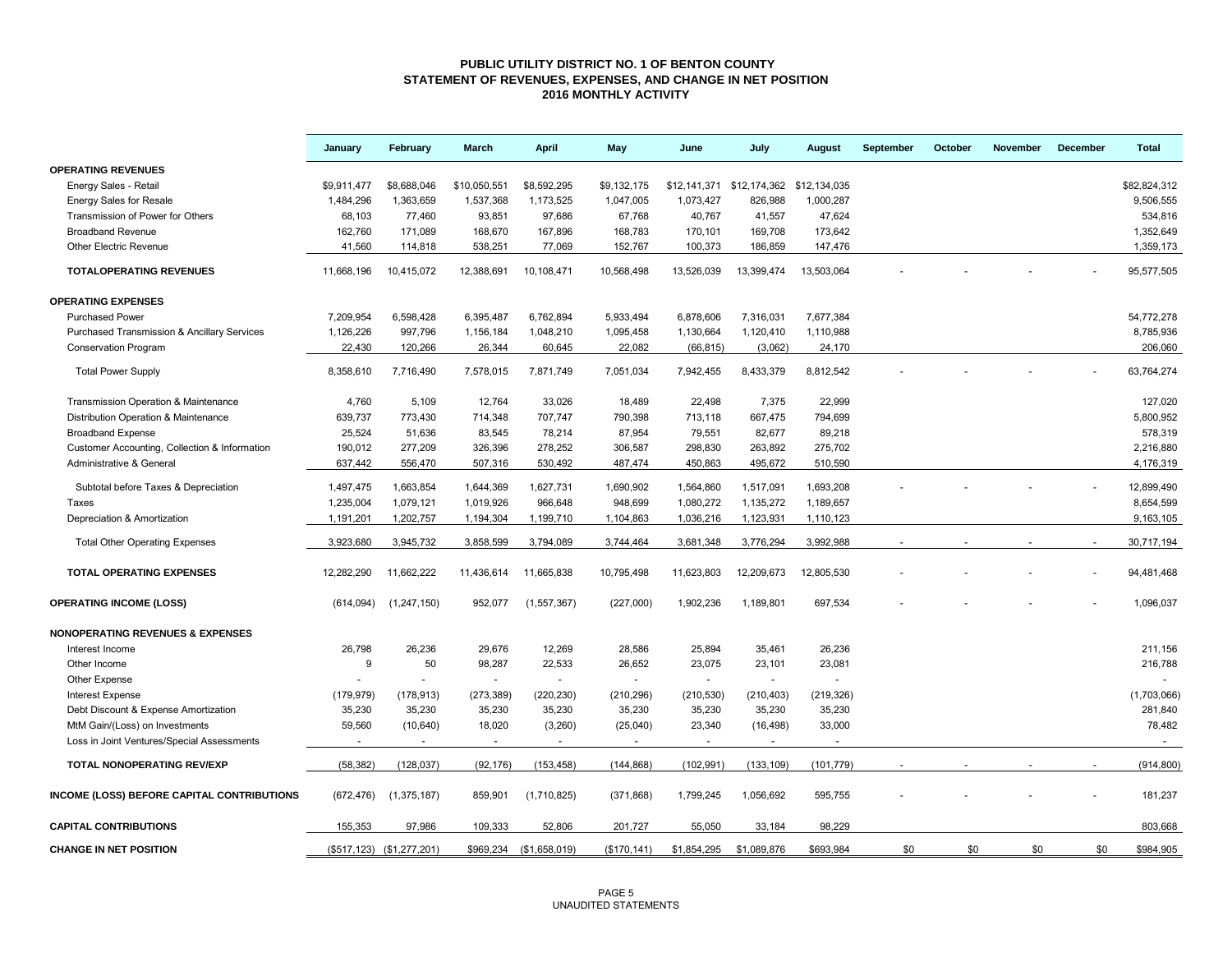# PUBLIC UTILITY DISTRICT NO. 1 OF BENTON COUNTY
## STATEMENT OF REVENUES, EXPENSES, AND CHANGE IN NET POSITION
### 2016 MONTHLY ACTIVITY

| | January | February | March | April | May | June | July | August | September | October | November | December | Total |
|---|---|---|---|---|---|---|---|---|---|---|---|---|---|
| **OPERATING REVENUES** | | | | | | | | | | | | | |
| Energy Sales - Retail | $9,911,477 | $8,688,046 | $10,050,551 | $8,592,295 | $9,132,175 | $12,141,371 | $12,174,362 | $12,134,035 | | | | | $82,824,312 |
| Energy Sales for Resale | 1,484,296 | 1,363,659 | 1,537,368 | 1,173,525 | 1,047,005 | 1,073,427 | 826,988 | 1,000,287 | | | | | 9,506,555 |
| Transmission of Power for Others | 68,103 | 77,460 | 93,851 | 97,686 | 67,768 | 40,767 | 41,557 | 47,624 | | | | | 534,816 |
| Broadband Revenue | 162,760 | 171,089 | 168,670 | 167,896 | 168,783 | 170,101 | 169,708 | 173,642 | | | | | 1,352,649 |
| Other Electric Revenue | 41,560 | 114,818 | 538,251 | 77,069 | 152,767 | 100,373 | 186,859 | 147,476 | | | | | 1,359,173 |
| **TOTALOPERATING REVENUES** | 11,668,196 | 10,415,072 | 12,388,691 | 10,108,471 | 10,568,498 | 13,526,039 | 13,399,474 | 13,503,064 | - | - | - | - | 95,577,505 |
| **OPERATING EXPENSES** | | | | | | | | | | | | | |
| Purchased Power | 7,209,954 | 6,598,428 | 6,395,487 | 6,762,894 | 5,933,494 | 6,878,606 | 7,316,031 | 7,677,384 | | | | | 54,772,278 |
| Purchased Transmission & Ancillary Services | 1,126,226 | 997,796 | 1,156,184 | 1,048,210 | 1,095,458 | 1,130,664 | 1,120,410 | 1,110,988 | | | | | 8,785,936 |
| Conservation Program | 22,430 | 120,266 | 26,344 | 60,645 | 22,082 | (66,815) | (3,062) | 24,170 | | | | | 206,060 |
| Total Power Supply | 8,358,610 | 7,716,490 | 7,578,015 | 7,871,749 | 7,051,034 | 7,942,455 | 8,433,379 | 8,812,542 | - | - | - | - | 63,764,274 |
| Transmission Operation & Maintenance | 4,760 | 5,109 | 12,764 | 33,026 | 18,489 | 22,498 | 7,375 | 22,999 | | | | | 127,020 |
| Distribution Operation & Maintenance | 639,737 | 773,430 | 714,348 | 707,747 | 790,398 | 713,118 | 667,475 | 794,699 | | | | | 5,800,952 |
| Broadband Expense | 25,524 | 51,636 | 83,545 | 78,214 | 87,954 | 79,551 | 82,677 | 89,218 | | | | | 578,319 |
| Customer Accounting, Collection & Information | 190,012 | 277,209 | 326,396 | 278,252 | 306,587 | 298,830 | 263,892 | 275,702 | | | | | 2,216,880 |
| Administrative & General | 637,442 | 556,470 | 507,316 | 530,492 | 487,474 | 450,863 | 495,672 | 510,590 | | | | | 4,176,319 |
| Subtotal before Taxes & Depreciation | 1,497,475 | 1,663,854 | 1,644,369 | 1,627,731 | 1,690,902 | 1,564,860 | 1,517,091 | 1,693,208 | - | - | - | - | 12,899,490 |
| Taxes | 1,235,004 | 1,079,121 | 1,019,926 | 966,648 | 948,699 | 1,080,272 | 1,135,272 | 1,189,657 | | | | | 8,654,599 |
| Depreciation & Amortization | 1,191,201 | 1,202,757 | 1,194,304 | 1,199,710 | 1,104,863 | 1,036,216 | 1,123,931 | 1,110,123 | | | | | 9,163,105 |
| Total Other Operating Expenses | 3,923,680 | 3,945,732 | 3,858,599 | 3,794,089 | 3,744,464 | 3,681,348 | 3,776,294 | 3,992,988 | - | - | - | - | 30,717,194 |
| **TOTAL OPERATING EXPENSES** | 12,282,290 | 11,662,222 | 11,436,614 | 11,665,838 | 10,795,498 | 11,623,803 | 12,209,673 | 12,805,530 | - | - | - | - | 94,481,468 |
| **OPERATING INCOME (LOSS)** | (614,094) | (1,247,150) | 952,077 | (1,557,367) | (227,000) | 1,902,236 | 1,189,801 | 697,534 | - | - | - | - | 1,096,037 |
| **NONOPERATING REVENUES & EXPENSES** | | | | | | | | | | | | | |
| Interest Income | 26,798 | 26,236 | 29,676 | 12,269 | 28,586 | 25,894 | 35,461 | 26,236 | | | | | 211,156 |
| Other Income | 9 | 50 | 98,287 | 22,533 | 26,652 | 23,075 | 23,101 | 23,081 | | | | | 216,788 |
| Other Expense | - | - | - | - | - | - | - | - | | | | | - |
| Interest Expense | (179,979) | (178,913) | (273,389) | (220,230) | (210,296) | (210,530) | (210,403) | (219,326) | | | | | (1,703,066) |
| Debt Discount & Expense Amortization | 35,230 | 35,230 | 35,230 | 35,230 | 35,230 | 35,230 | 35,230 | 35,230 | | | | | 281,840 |
| MtM Gain/(Loss) on Investments | 59,560 | (10,640) | 18,020 | (3,260) | (25,040) | 23,340 | (16,498) | 33,000 | | | | | 78,482 |
| Loss in Joint Ventures/Special Assessments | - | - | - | - | - | - | - | - | | | | | - |
| **TOTAL NONOPERATING REV/EXP** | (58,382) | (128,037) | (92,176) | (153,458) | (144,868) | (102,991) | (133,109) | (101,779) | - | - | - | - | (914,800) |
| **INCOME (LOSS) BEFORE CAPITAL CONTRIBUTIONS** | (672,476) | (1,375,187) | 859,901 | (1,710,825) | (371,868) | 1,799,245 | 1,056,692 | 595,755 | - | - | - | - | 181,237 |
| **CAPITAL CONTRIBUTIONS** | 155,353 | 97,986 | 109,333 | 52,806 | 201,727 | 55,050 | 33,184 | 98,229 | | | | | 803,668 |
| **CHANGE IN NET POSITION** | ($517,123) | ($1,277,201) | $969,234 | ($1,658,019) | ($170,141) | $1,854,295 | $1,089,876 | $693,984 | $0 | $0 | $0 | $0 | $984,905 |

UNAUDITED STATEMENTS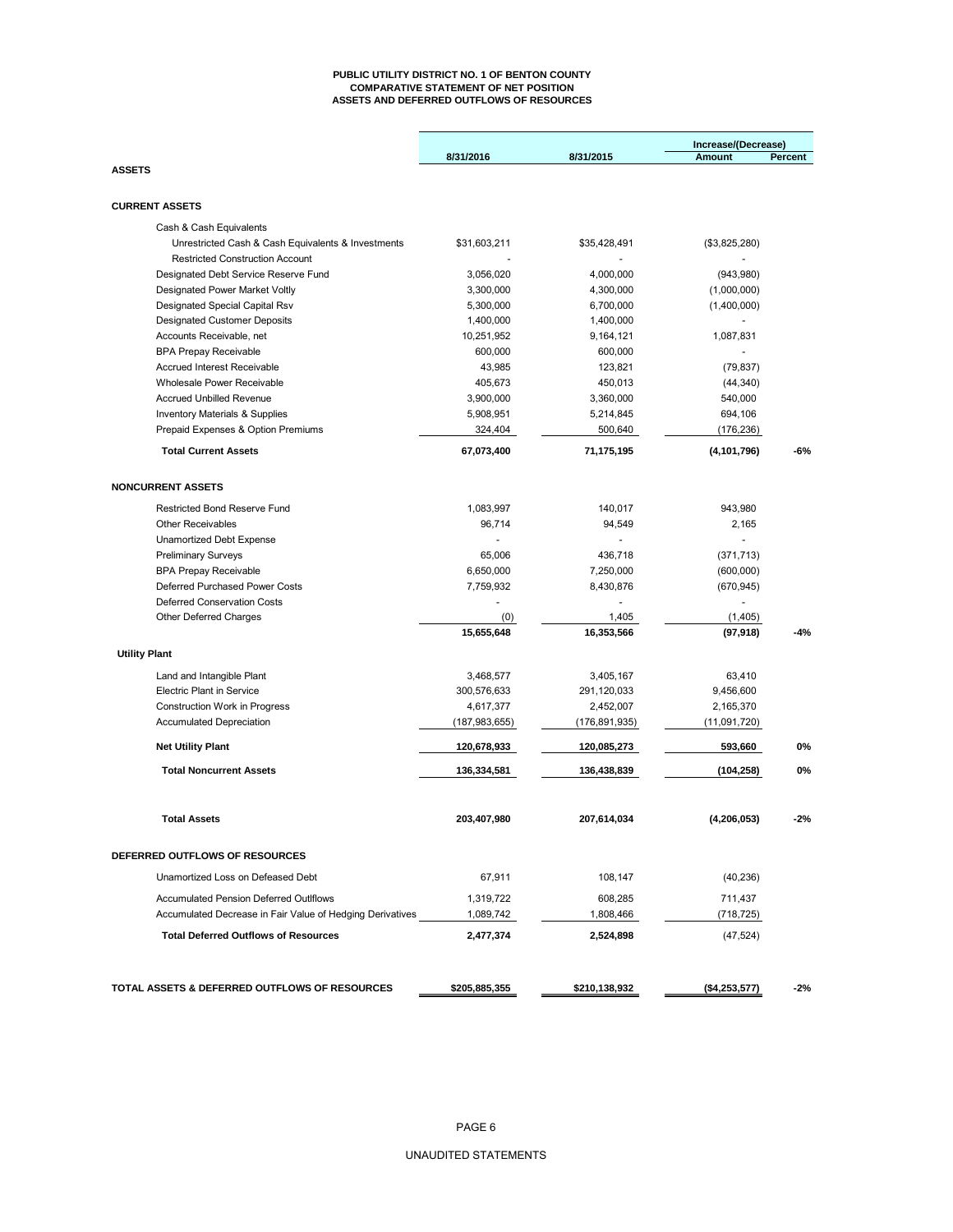# PUBLIC UTILITY DISTRICT NO. 1 OF BENTON COUNTY
## COMPARATIVE STATEMENT OF NET POSITION
## ASSETS AND DEFERRED OUTFLOWS OF RESOURCES

| | 8/31/2016 | 8/31/2015 | Increase/(Decrease) Amount | Percent |
|---|---|---|---|---|
| **ASSETS** | | | | |
| **CURRENT ASSETS** | | | | |
| Cash & Cash Equivalents | | | | |
| Unrestricted Cash & Cash Equivalents & Investments | $31,603,211 | $35,428,491 | ($3,825,280) | |
| Restricted Construction Account | - | - | - | |
| Designated Debt Service Reserve Fund | 3,056,020 | 4,000,000 | (943,980) | |
| Designated Power Market Voltly | 3,300,000 | 4,300,000 | (1,000,000) | |
| Designated Special Capital Rsv | 5,300,000 | 6,700,000 | (1,400,000) | |
| Designated Customer Deposits | 1,400,000 | 1,400,000 | - | |
| Accounts Receivable, net | 10,251,952 | 9,164,121 | 1,087,831 | |
| BPA Prepay Receivable | 600,000 | 600,000 | - | |
| Accrued Interest Receivable | 43,985 | 123,821 | (79,837) | |
| Wholesale Power Receivable | 405,673 | 450,013 | (44,340) | |
| Accrued Unbilled Revenue | 3,900,000 | 3,360,000 | 540,000 | |
| Inventory Materials & Supplies | 5,908,951 | 5,214,845 | 694,106 | |
| Prepaid Expenses & Option Premiums | 324,404 | 500,640 | (176,236) | |
| **Total Current Assets** | **67,073,400** | **71,175,195** | **(4,101,796)** | **-6%** |
| **NONCURRENT ASSETS** | | | | |
| Restricted Bond Reserve Fund | 1,083,997 | 140,017 | 943,980 | |
| Other Receivables | 96,714 | 94,549 | 2,165 | |
| Unamortized Debt Expense | - | - | - | |
| Preliminary Surveys | 65,006 | 436,718 | (371,713) | |
| BPA Prepay Receivable | 6,650,000 | 7,250,000 | (600,000) | |
| Deferred Purchased Power Costs | 7,759,932 | 8,430,876 | (670,945) | |
| Deferred Conservation Costs | - | - | - | |
| Other Deferred Charges | (0) | 1,405 | (1,405) | |
| | **15,655,648** | **16,353,566** | **(97,918)** | **-4%** |
| **Utility Plant** | | | | |
| Land and Intangible Plant | 3,468,577 | 3,405,167 | 63,410 | |
| Electric Plant in Service | 300,576,633 | 291,120,033 | 9,456,600 | |
| Construction Work in Progress | 4,617,377 | 2,452,007 | 2,165,370 | |
| Accumulated Depreciation | (187,983,655) | (176,891,935) | (11,091,720) | |
| **Net Utility Plant** | **120,678,933** | **120,085,273** | **593,660** | **0%** |
| **Total Noncurrent Assets** | **136,334,581** | **136,438,839** | **(104,258)** | **0%** |
| **Total Assets** | **203,407,980** | **207,614,034** | **(4,206,053)** | **-2%** |
| **DEFERRED OUTFLOWS OF RESOURCES** | | | | |
| Unamortized Loss on Defeased Debt | 67,911 | 108,147 | (40,236) | |
| Accumulated Pension Deferred Outlflows | 1,319,722 | 608,285 | 711,437 | |
| Accumulated Decrease in Fair Value of Hedging Derivatives | 1,089,742 | 1,808,466 | (718,725) | |
| **Total Deferred Outflows of Resources** | **2,477,374** | **2,524,898** | (47,524) | |
| **TOTAL ASSETS & DEFERRED OUTFLOWS OF RESOURCES** | **$205,885,355** | **$210,138,932** | **($4,253,577)** | **-2%** |

UNAUDITED STATEMENTS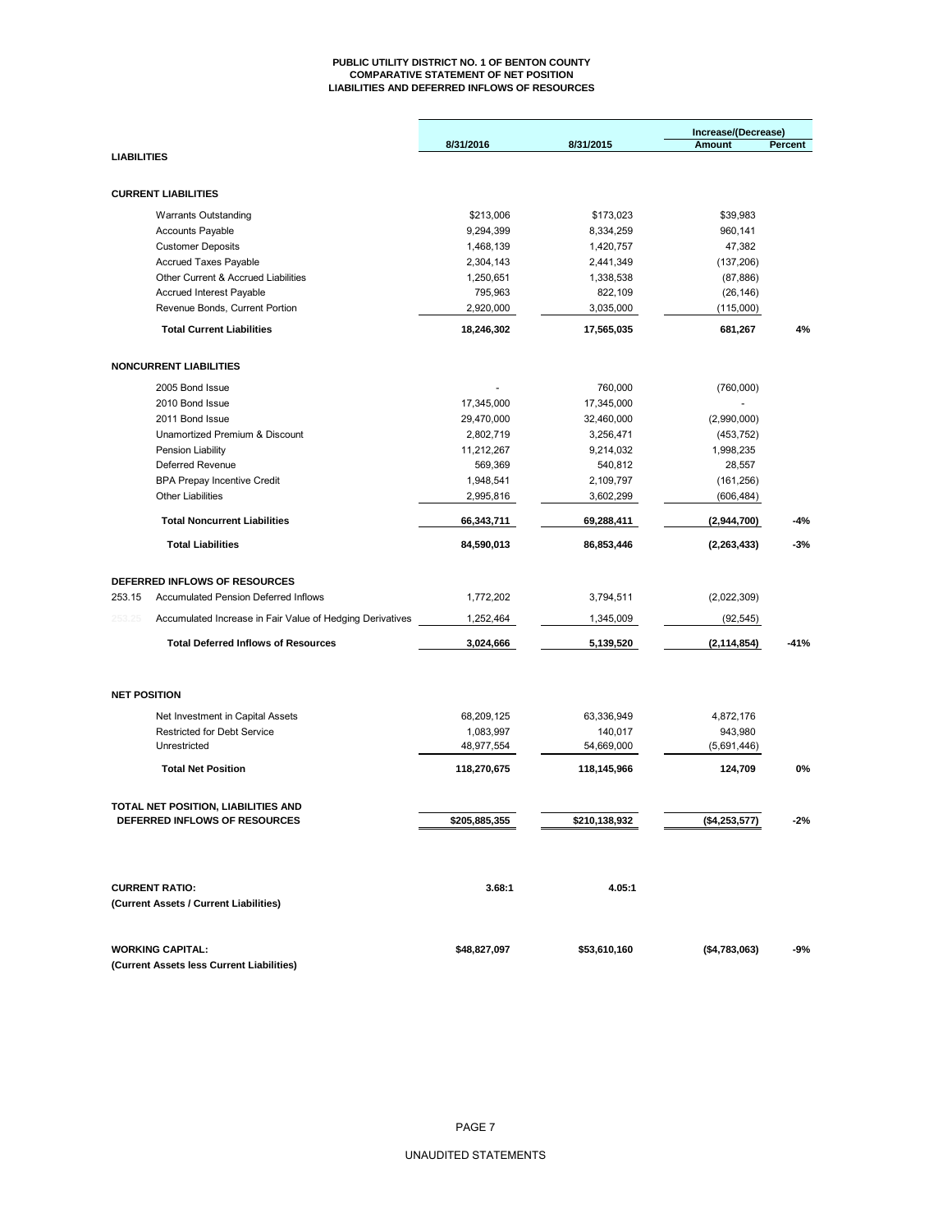# PUBLIC UTILITY DISTRICT NO. 1 OF BENTON COUNTY
## COMPARATIVE STATEMENT OF NET POSITION
## LIABILITIES AND DEFERRED INFLOWS OF RESOURCES

| | 8/31/2016 | 8/31/2015 | Increase/(Decrease) Amount | Percent |
|---|---|---|---|---|
| **LIABILITIES** | | | | |
| **CURRENT LIABILITIES** | | | | |
| Warrants Outstanding | $213,006 | $173,023 | $39,983 | |
| Accounts Payable | 9,294,399 | 8,334,259 | 960,141 | |
| Customer Deposits | 1,468,139 | 1,420,757 | 47,382 | |
| Accrued Taxes Payable | 2,304,143 | 2,441,349 | (137,206) | |
| Other Current & Accrued Liabilities | 1,250,651 | 1,338,538 | (87,886) | |
| Accrued Interest Payable | 795,963 | 822,109 | (26,146) | |
| Revenue Bonds, Current Portion | 2,920,000 | 3,035,000 | (115,000) | |
| **Total Current Liabilities** | **18,246,302** | **17,565,035** | **681,267** | **4%** |
| **NONCURRENT LIABILITIES** | | | | |
| 2005 Bond Issue | - | 760,000 | (760,000) | |
| 2010 Bond Issue | 17,345,000 | 17,345,000 | - | |
| 2011 Bond Issue | 29,470,000 | 32,460,000 | (2,990,000) | |
| Unamortized Premium & Discount | 2,802,719 | 3,256,471 | (453,752) | |
| Pension Liability | 11,212,267 | 9,214,032 | 1,998,235 | |
| Deferred Revenue | 569,369 | 540,812 | 28,557 | |
| BPA Prepay Incentive Credit | 1,948,541 | 2,109,797 | (161,256) | |
| Other Liabilities | 2,995,816 | 3,602,299 | (606,484) | |
| **Total Noncurrent Liabilities** | **66,343,711** | **69,288,411** | **(2,944,700)** | **-4%** |
| **Total Liabilities** | **84,590,013** | **86,853,446** | **(2,263,433)** | **-3%** |
| **DEFERRED INFLOWS OF RESOURCES** | | | | |
| 253.15 Accumulated Pension Deferred Inflows | 1,772,202 | 3,794,511 | (2,022,309) | |
| 253.25 Accumulated Increase in Fair Value of Hedging Derivatives | 1,252,464 | 1,345,009 | (92,545) | |
| **Total Deferred Inflows of Resources** | **3,024,666** | **5,139,520** | **(2,114,854)** | **-41%** |
| **NET POSITION** | | | | |
| Net Investment in Capital Assets | 68,209,125 | 63,336,949 | 4,872,176 | |
| Restricted for Debt Service | 1,083,997 | 140,017 | 943,980 | |
| Unrestricted | 48,977,554 | 54,669,000 | (5,691,446) | |
| **Total Net Position** | **118,270,675** | **118,145,966** | **124,709** | **0%** |
| **TOTAL NET POSITION, LIABILITIES AND DEFERRED INFLOWS OF RESOURCES** | **$205,885,355** | **$210,138,932** | **($4,253,577)** | **-2%** |
| **CURRENT RATIO:** (Current Assets / Current Liabilities) | **3.68:1** | **4.05:1** | | |
| **WORKING CAPITAL:** (Current Assets less Current Liabilities) | **$48,827,097** | **$53,610,160** | **($4,783,063)** | **-9%** |

UNAUDITED STATEMENTS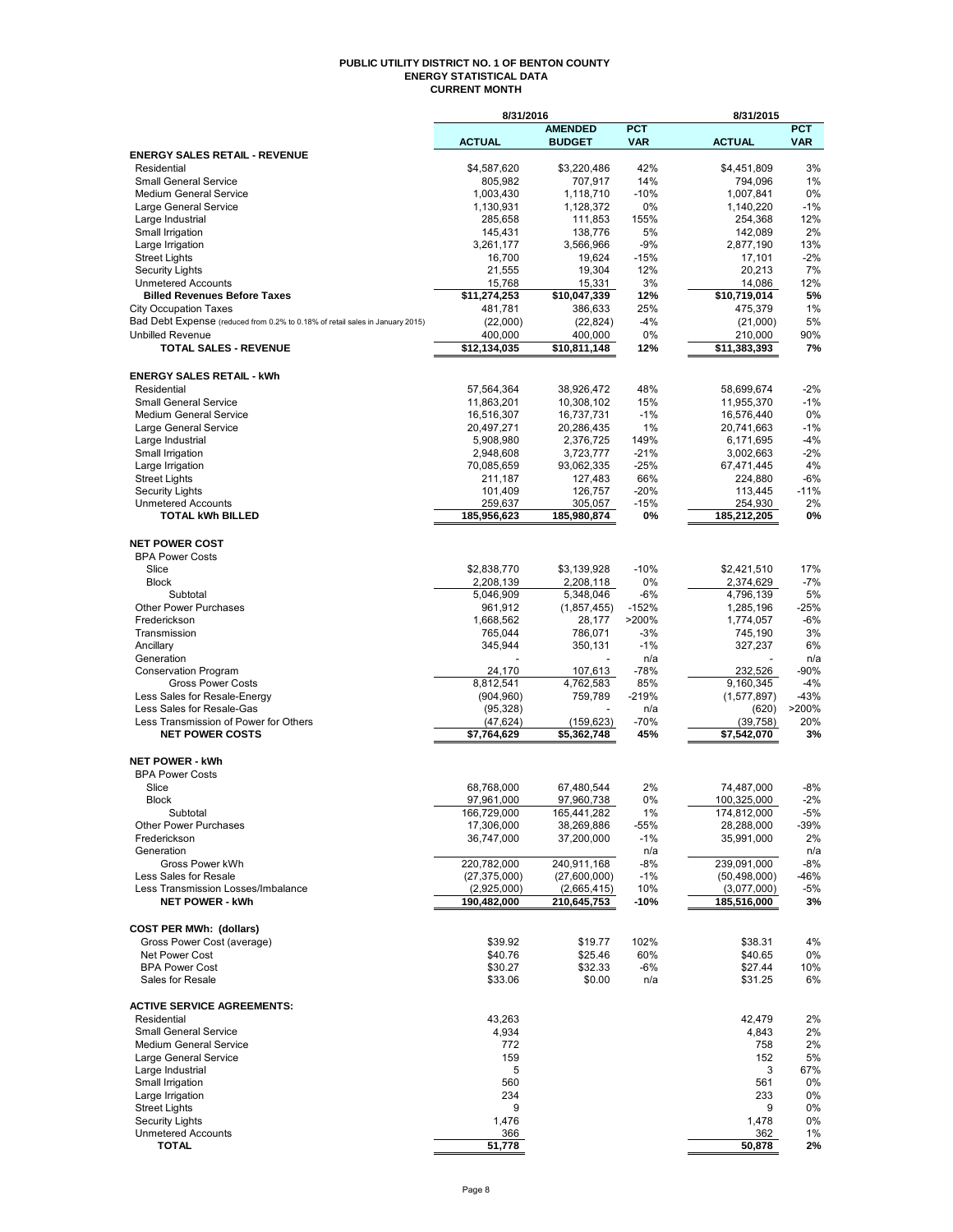# PUBLIC UTILITY DISTRICT NO. 1 OF BENTON COUNTY
## ENERGY STATISTICAL DATA
### CURRENT MONTH

| | 8/31/2016 | | | 8/31/2015 | |
|---|---|---|---|---|---|
| | ACTUAL | AMENDED BUDGET | PCT VAR | ACTUAL | PCT VAR |
| **ENERGY SALES RETAIL - REVENUE** | | | | | |
| Residential | $4,587,620 | $3,220,486 | 42% | $4,451,809 | 3% |
| Small General Service | 805,982 | 707,917 | 14% | 794,096 | 1% |
| Medium General Service | 1,003,430 | 1,118,710 | -10% | 1,007,841 | 0% |
| Large General Service | 1,130,931 | 1,128,372 | 0% | 1,140,220 | -1% |
| Large Industrial | 285,658 | 111,853 | 155% | 254,368 | 12% |
| Small Irrigation | 145,431 | 138,776 | 5% | 142,089 | 2% |
| Large Irrigation | 3,261,177 | 3,566,966 | -9% | 2,877,190 | 13% |
| Street Lights | 16,700 | 19,624 | -15% | 17,101 | -2% |
| Security Lights | 21,555 | 19,304 | 12% | 20,213 | 7% |
| Unmetered Accounts | 15,768 | 15,331 | 3% | 14,086 | 12% |
| **Billed Revenues Before Taxes** | **$11,274,253** | **$10,047,339** | **12%** | **$10,719,014** | **5%** |
| City Occupation Taxes | 481,781 | 386,633 | 25% | 475,379 | 1% |
| Bad Debt Expense (reduced from 0.2% to 0.18% of retail sales in January 2015) | (22,000) | (22,824) | -4% | (21,000) | 5% |
| Unbilled Revenue | 400,000 | 400,000 | 0% | 210,000 | 90% |
| **TOTAL SALES - REVENUE** | **$12,134,035** | **$10,811,148** | **12%** | **$11,383,393** | **7%** |
| | | | | | |
| **ENERGY SALES RETAIL - kWh** | | | | | |
| Residential | 57,564,364 | 38,926,472 | 48% | 58,699,674 | -2% |
| Small General Service | 11,863,201 | 10,308,102 | 15% | 11,955,370 | -1% |
| Medium General Service | 16,516,307 | 16,737,731 | -1% | 16,576,440 | 0% |
| Large General Service | 20,497,271 | 20,286,435 | 1% | 20,741,663 | -1% |
| Large Industrial | 5,908,980 | 2,376,725 | 149% | 6,171,695 | -4% |
| Small Irrigation | 2,948,608 | 3,723,777 | -21% | 3,002,663 | -2% |
| Large Irrigation | 70,085,659 | 93,062,335 | -25% | 67,471,445 | 4% |
| Street Lights | 211,187 | 127,483 | 66% | 224,880 | -6% |
| Security Lights | 101,409 | 126,757 | -20% | 113,445 | -11% |
| Unmetered Accounts | 259,637 | 305,057 | -15% | 254,930 | 2% |
| **TOTAL kWh BILLED** | **185,956,623** | **185,980,874** | **0%** | **185,212,205** | **0%** |
| | | | | | |
| **NET POWER COST** | | | | | |
| BPA Power Costs | | | | | |
| Slice | $2,838,770 | $3,139,928 | -10% | $2,421,510 | 17% |
| Block | 2,208,139 | 2,208,118 | 0% | 2,374,629 | -7% |
| Subtotal | 5,046,909 | 5,348,046 | -6% | 4,796,139 | 5% |
| Other Power Purchases | 961,912 | (1,857,455) | -152% | 1,285,196 | -25% |
| Frederickson | 1,668,562 | 28,177 | >200% | 1,774,057 | -6% |
| Transmission | 765,044 | 786,071 | -3% | 745,190 | 3% |
| Ancillary | 345,944 | 350,131 | -1% | 327,237 | 6% |
| Generation | - | - | n/a | - | n/a |
| Conservation Program | 24,170 | 107,613 | -78% | 232,526 | -90% |
| Gross Power Costs | 8,812,541 | 4,762,583 | 85% | 9,160,345 | -4% |
| Less Sales for Resale-Energy | (904,960) | 759,789 | -219% | (1,577,897) | -43% |
| Less Sales for Resale-Gas | (95,328) | - | n/a | (620) | >200% |
| Less Transmission of Power for Others | (47,624) | (159,623) | -70% | (39,758) | 20% |
| **NET POWER COSTS** | **$7,764,629** | **$5,362,748** | **45%** | **$7,542,070** | **3%** |
| | | | | | |
| **NET POWER - kWh** | | | | | |
| BPA Power Costs | | | | | |
| Slice | 68,768,000 | 67,480,544 | 2% | 74,487,000 | -8% |
| Block | 97,961,000 | 97,960,738 | 0% | 100,325,000 | -2% |
| Subtotal | 166,729,000 | 165,441,282 | 1% | 174,812,000 | -5% |
| Other Power Purchases | 17,306,000 | 38,269,886 | -55% | 28,288,000 | -39% |
| Frederickson | 36,747,000 | 37,200,000 | -1% | 35,991,000 | 2% |
| Generation | | | n/a | | n/a |
| Gross Power kWh | 220,782,000 | 240,911,168 | -8% | 239,091,000 | -8% |
| Less Sales for Resale | (27,375,000) | (27,600,000) | -1% | (50,498,000) | -46% |
| Less Transmission Losses/Imbalance | (2,925,000) | (2,665,415) | 10% | (3,077,000) | -5% |
| **NET POWER - kWh** | **190,482,000** | **210,645,753** | **-10%** | **185,516,000** | **3%** |
| | | | | | |
| **COST PER MWh: (dollars)** | | | | | |
| Gross Power Cost (average) | $39.92 | $19.77 | 102% | $38.31 | 4% |
| Net Power Cost | $40.76 | $25.46 | 60% | $40.65 | 0% |
| BPA Power Cost | $30.27 | $32.33 | -6% | $27.44 | 10% |
| Sales for Resale | $33.06 | $0.00 | n/a | $31.25 | 6% |
| | | | | | |
| **ACTIVE SERVICE AGREEMENTS:** | | | | | |
| Residential | 43,263 | | | 42,479 | 2% |
| Small General Service | 4,934 | | | 4,843 | 2% |
| Medium General Service | 772 | | | 758 | 2% |
| Large General Service | 159 | | | 152 | 5% |
| Large Industrial | 5 | | | 3 | 67% |
| Small Irrigation | 560 | | | 561 | 0% |
| Large Irrigation | 234 | | | 233 | 0% |
| Street Lights | 9 | | | 9 | 0% |
| Security Lights | 1,476 | | | 1,478 | 0% |
| Unmetered Accounts | 366 | | | 362 | 1% |
| **TOTAL** | **51,778** | | | **50,878** | **2%** |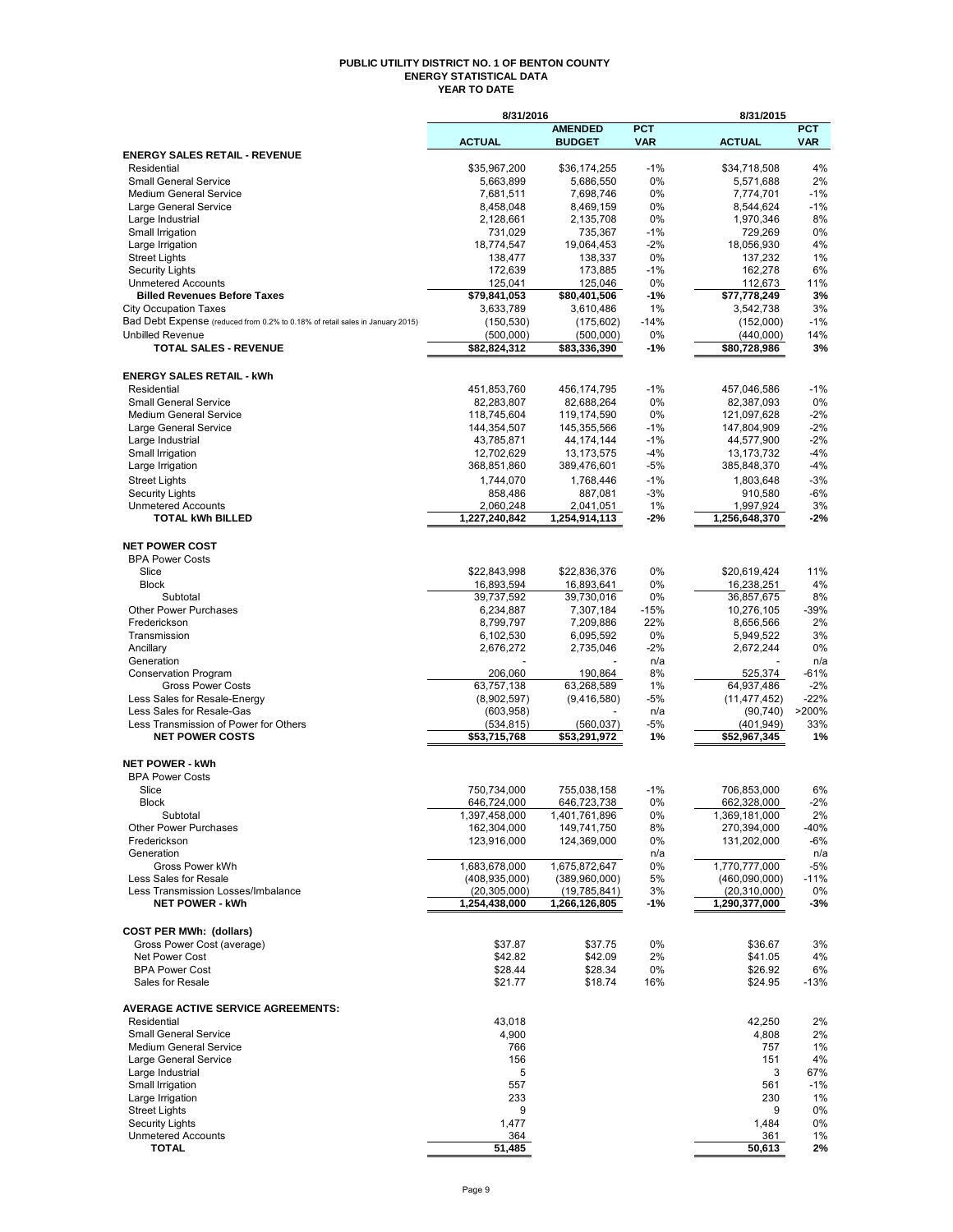# PUBLIC UTILITY DISTRICT NO. 1 OF BENTON COUNTY
## ENERGY STATISTICAL DATA
### YEAR TO DATE

| | 8/31/2016 | | | 8/31/2015 | |
|---|---|---|---|---|---|
| | ACTUAL | AMENDED BUDGET | PCT VAR | ACTUAL | PCT VAR |
| **ENERGY SALES RETAIL - REVENUE** | | | | | |
| Residential | $35,967,200 | $36,174,255 | -1% | $34,718,508 | 4% |
| Small General Service | 5,663,899 | 5,686,550 | 0% | 5,571,688 | 2% |
| Medium General Service | 7,681,511 | 7,698,746 | 0% | 7,774,701 | -1% |
| Large General Service | 8,458,048 | 8,469,159 | 0% | 8,544,624 | -1% |
| Large Industrial | 2,128,661 | 2,135,708 | 0% | 1,970,346 | 8% |
| Small Irrigation | 731,029 | 735,367 | -1% | 729,269 | 0% |
| Large Irrigation | 18,774,547 | 19,064,453 | -2% | 18,056,930 | 4% |
| Street Lights | 138,477 | 138,337 | 0% | 137,232 | 1% |
| Security Lights | 172,639 | 173,885 | -1% | 162,278 | 6% |
| Unmetered Accounts | 125,041 | 125,046 | 0% | 112,673 | 11% |
| **Billed Revenues Before Taxes** | **$79,841,053** | **$80,401,506** | **-1%** | **$77,778,249** | **3%** |
| City Occupation Taxes | 3,633,789 | 3,610,486 | 1% | 3,542,738 | 3% |
| Bad Debt Expense (reduced from 0.2% to 0.18% of retail sales in January 2015) | (150,530) | (175,602) | -14% | (152,000) | -1% |
| Unbilled Revenue | (500,000) | (500,000) | 0% | (440,000) | 14% |
| **TOTAL SALES - REVENUE** | **$82,824,312** | **$83,336,390** | **-1%** | **$80,728,986** | **3%** |
| | | | | | |
| **ENERGY SALES RETAIL - kWh** | | | | | |
| Residential | 451,853,760 | 456,174,795 | -1% | 457,046,586 | -1% |
| Small General Service | 82,283,807 | 82,688,264 | 0% | 82,387,093 | 0% |
| Medium General Service | 118,745,604 | 119,174,590 | 0% | 121,097,628 | -2% |
| Large General Service | 144,354,507 | 145,355,566 | -1% | 147,804,909 | -2% |
| Large Industrial | 43,785,871 | 44,174,144 | -1% | 44,577,900 | -2% |
| Small Irrigation | 12,702,629 | 13,173,575 | -4% | 13,173,732 | -4% |
| Large Irrigation | 368,851,860 | 389,476,601 | -5% | 385,848,370 | -4% |
| Street Lights | 1,744,070 | 1,768,446 | -1% | 1,803,648 | -3% |
| Security Lights | 858,486 | 887,081 | -3% | 910,580 | -6% |
| Unmetered Accounts | 2,060,248 | 2,041,051 | 1% | 1,997,924 | 3% |
| **TOTAL kWh BILLED** | **1,227,240,842** | **1,254,914,113** | **-2%** | **1,256,648,370** | **-2%** |
| | | | | | |
| **NET POWER COST** | | | | | |
| BPA Power Costs | | | | | |
| Slice | $22,843,998 | $22,836,376 | 0% | $20,619,424 | 11% |
| Block | 16,893,594 | 16,893,641 | 0% | 16,238,251 | 4% |
| Subtotal | 39,737,592 | 39,730,016 | 0% | 36,857,675 | 8% |
| Other Power Purchases | 6,234,887 | 7,307,184 | -15% | 10,276,105 | -39% |
| Frederickson | 8,799,797 | 7,209,886 | 22% | 8,656,566 | 2% |
| Transmission | 6,102,530 | 6,095,592 | 0% | 5,949,522 | 3% |
| Ancillary | 2,676,272 | 2,735,046 | -2% | 2,672,244 | 0% |
| Generation | - | - | n/a | - | n/a |
| Conservation Program | 206,060 | 190,864 | 8% | 525,374 | -61% |
| Gross Power Costs | 63,757,138 | 63,268,589 | 1% | 64,937,486 | -2% |
| Less Sales for Resale-Energy | (8,902,597) | (9,416,580) | -5% | (11,477,452) | -22% |
| Less Sales for Resale-Gas | (603,958) | - | n/a | (90,740) | >200% |
| Less Transmission of Power for Others | (534,815) | (560,037) | -5% | (401,949) | 33% |
| **NET POWER COSTS** | **$53,715,768** | **$53,291,972** | **1%** | **$52,967,345** | **1%** |
| | | | | | |
| **NET POWER - kWh** | | | | | |
| BPA Power Costs | | | | | |
| Slice | 750,734,000 | 755,038,158 | -1% | 706,853,000 | 6% |
| Block | 646,724,000 | 646,723,738 | 0% | 662,328,000 | -2% |
| Subtotal | 1,397,458,000 | 1,401,761,896 | 0% | 1,369,181,000 | 2% |
| Other Power Purchases | 162,304,000 | 149,741,750 | 8% | 270,394,000 | -40% |
| Frederickson | 123,916,000 | 124,369,000 | 0% | 131,202,000 | -6% |
| Generation | | | n/a | | n/a |
| Gross Power kWh | 1,683,678,000 | 1,675,872,647 | 0% | 1,770,777,000 | -5% |
| Less Sales for Resale | (408,935,000) | (389,960,000) | 5% | (460,090,000) | -11% |
| Less Transmission Losses/Imbalance | (20,305,000) | (19,785,841) | 3% | (20,310,000) | 0% |
| **NET POWER - kWh** | **1,254,438,000** | **1,266,126,805** | **-1%** | **1,290,377,000** | **-3%** |
| | | | | | |
| **COST PER MWh: (dollars)** | | | | | |
| Gross Power Cost (average) | $37.87 | $37.75 | 0% | $36.67 | 3% |
| Net Power Cost | $42.82 | $42.09 | 2% | $41.05 | 4% |
| BPA Power Cost | $28.44 | $28.34 | 0% | $26.92 | 6% |
| Sales for Resale | $21.77 | $18.74 | 16% | $24.95 | -13% |
| | | | | | |
| **AVERAGE ACTIVE SERVICE AGREEMENTS:** | | | | | |
| Residential | 43,018 | | | 42,250 | 2% |
| Small General Service | 4,900 | | | 4,808 | 2% |
| Medium General Service | 766 | | | 757 | 1% |
| Large General Service | 156 | | | 151 | 4% |
| Large Industrial | 5 | | | 3 | 67% |
| Small Irrigation | 557 | | | 561 | -1% |
| Large Irrigation | 233 | | | 230 | 1% |
| Street Lights | 9 | | | 9 | 0% |
| Security Lights | 1,477 | | | 1,484 | 0% |
| Unmetered Accounts | 364 | | | 361 | 1% |
| **TOTAL** | **51,485** | | | **50,613** | **2%** |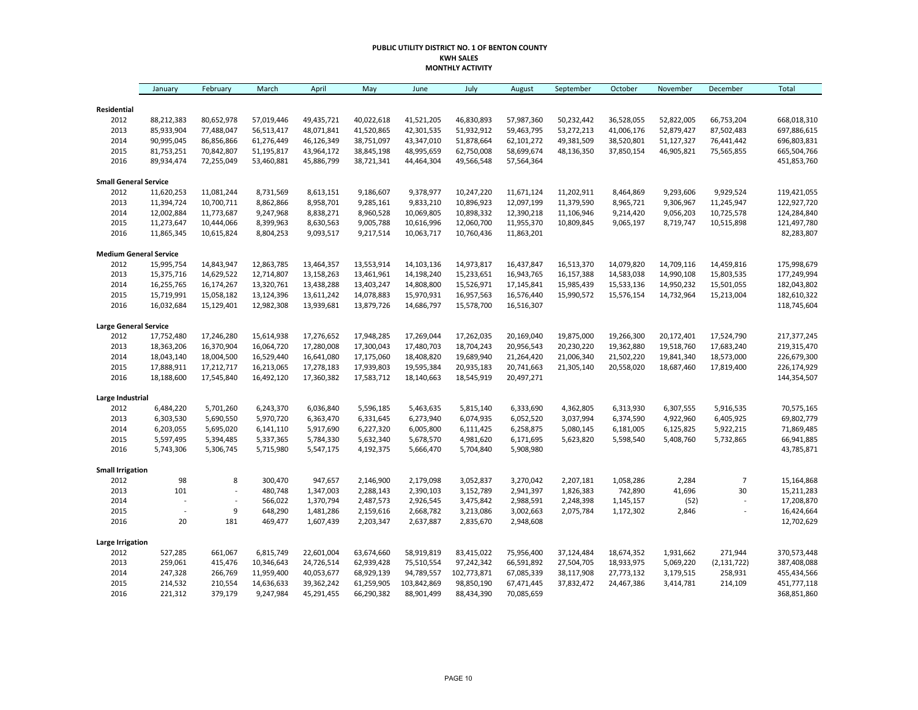# PUBLIC UTILITY DISTRICT NO. 1 OF BENTON COUNTY
## KWH SALES
## MONTHLY ACTIVITY

| | January | February | March | April | May | June | July | August | September | October | November | December | Total |
|---|---|---|---|---|---|---|---|---|---|---|---|---|---|
| **Residential** | | | | | | | | | | | | | |
| 2012 | 88,212,383 | 80,652,978 | 57,019,446 | 49,435,721 | 40,022,618 | 41,521,205 | 46,830,893 | 57,987,360 | 50,232,442 | 36,528,055 | 52,822,005 | 66,753,204 | 668,018,310 |
| 2013 | 85,933,904 | 77,488,047 | 56,513,417 | 48,071,841 | 41,520,865 | 42,301,535 | 51,932,912 | 59,463,795 | 53,272,213 | 41,006,176 | 52,879,427 | 87,502,483 | 697,886,615 |
| 2014 | 90,995,045 | 86,856,866 | 61,276,449 | 46,126,349 | 38,751,097 | 43,347,010 | 51,878,664 | 62,101,272 | 49,381,509 | 38,520,801 | 51,127,327 | 76,441,442 | 696,803,831 |
| 2015 | 81,753,251 | 70,842,807 | 51,195,817 | 43,964,172 | 38,845,198 | 48,995,659 | 62,750,008 | 58,699,674 | 48,136,350 | 37,850,154 | 46,905,821 | 75,565,855 | 665,504,766 |
| 2016 | 89,934,474 | 72,255,049 | 53,460,881 | 45,886,799 | 38,721,341 | 44,464,304 | 49,566,548 | 57,564,364 | | | | | 451,853,760 |
| **Small General Service** | | | | | | | | | | | | | |
| 2012 | 11,620,253 | 11,081,244 | 8,731,569 | 8,613,151 | 9,186,607 | 9,378,977 | 10,247,220 | 11,671,124 | 11,202,911 | 8,464,869 | 9,293,606 | 9,929,524 | 119,421,055 |
| 2013 | 11,394,724 | 10,700,711 | 8,862,866 | 8,958,701 | 9,285,161 | 9,833,210 | 10,896,923 | 12,097,199 | 11,379,590 | 8,965,721 | 9,306,967 | 11,245,947 | 122,927,720 |
| 2014 | 12,002,884 | 11,773,687 | 9,247,968 | 8,838,271 | 8,960,528 | 10,069,805 | 10,898,332 | 12,390,218 | 11,106,946 | 9,214,420 | 9,056,203 | 10,725,578 | 124,284,840 |
| 2015 | 11,273,647 | 10,444,066 | 8,399,963 | 8,630,563 | 9,005,788 | 10,616,996 | 12,060,700 | 11,955,370 | 10,809,845 | 9,065,197 | 8,719,747 | 10,515,898 | 121,497,780 |
| 2016 | 11,865,345 | 10,615,824 | 8,804,253 | 9,093,517 | 9,217,514 | 10,063,717 | 10,760,436 | 11,863,201 | | | | | 82,283,807 |
| **Medium General Service** | | | | | | | | | | | | | |
| 2012 | 15,995,754 | 14,843,947 | 12,863,785 | 13,464,357 | 13,553,914 | 14,103,136 | 14,973,817 | 16,437,847 | 16,513,370 | 14,079,820 | 14,709,116 | 14,459,816 | 175,998,679 |
| 2013 | 15,375,716 | 14,629,522 | 12,714,807 | 13,158,263 | 13,461,961 | 14,198,240 | 15,233,651 | 16,943,765 | 16,157,388 | 14,583,038 | 14,990,108 | 15,803,535 | 177,249,994 |
| 2014 | 16,255,765 | 16,174,267 | 13,320,761 | 13,438,288 | 13,403,247 | 14,808,800 | 15,526,971 | 17,145,841 | 15,985,439 | 15,533,136 | 14,950,232 | 15,501,055 | 182,043,802 |
| 2015 | 15,719,991 | 15,058,182 | 13,124,396 | 13,611,242 | 14,078,883 | 15,970,931 | 16,957,563 | 16,576,440 | 15,990,572 | 15,576,154 | 14,732,964 | 15,213,004 | 182,610,322 |
| 2016 | 16,032,684 | 15,129,401 | 12,982,308 | 13,939,681 | 13,879,726 | 14,686,797 | 15,578,700 | 16,516,307 | | | | | 118,745,604 |
| **Large General Service** | | | | | | | | | | | | | |
| 2012 | 17,752,480 | 17,246,280 | 15,614,938 | 17,276,652 | 17,948,285 | 17,269,044 | 17,262,035 | 20,169,040 | 19,875,000 | 19,266,300 | 20,172,401 | 17,524,790 | 217,377,245 |
| 2013 | 18,363,206 | 16,370,904 | 16,064,720 | 17,280,008 | 17,300,043 | 17,480,703 | 18,704,243 | 20,956,543 | 20,230,220 | 19,362,880 | 19,518,760 | 17,683,240 | 219,315,470 |
| 2014 | 18,043,140 | 18,004,500 | 16,529,440 | 16,641,080 | 17,175,060 | 18,408,820 | 19,689,940 | 21,264,420 | 21,006,340 | 21,502,220 | 19,841,340 | 18,573,000 | 226,679,300 |
| 2015 | 17,888,911 | 17,212,717 | 16,213,065 | 17,278,183 | 17,939,803 | 19,595,384 | 20,935,183 | 20,741,663 | 21,305,140 | 20,558,020 | 18,687,460 | 17,819,400 | 226,174,929 |
| 2016 | 18,188,600 | 17,545,840 | 16,492,120 | 17,360,382 | 17,583,712 | 18,140,663 | 18,545,919 | 20,497,271 | | | | | 144,354,507 |
| **Large Industrial** | | | | | | | | | | | | | |
| 2012 | 6,484,220 | 5,701,260 | 6,243,370 | 6,036,840 | 5,596,185 | 5,463,635 | 5,815,140 | 6,333,690 | 4,362,805 | 6,313,930 | 6,307,555 | 5,916,535 | 70,575,165 |
| 2013 | 6,303,530 | 5,690,550 | 5,970,720 | 6,363,470 | 6,331,645 | 6,273,940 | 6,074,935 | 6,052,520 | 3,037,994 | 6,374,590 | 4,922,960 | 6,405,925 | 69,802,779 |
| 2014 | 6,203,055 | 5,695,020 | 6,141,110 | 5,917,690 | 6,227,320 | 6,005,800 | 6,111,425 | 6,258,875 | 5,080,145 | 6,181,005 | 6,125,825 | 5,922,215 | 71,869,485 |
| 2015 | 5,597,495 | 5,394,485 | 5,337,365 | 5,784,330 | 5,632,340 | 5,678,570 | 4,981,620 | 6,171,695 | 5,623,820 | 5,598,540 | 5,408,760 | 5,732,865 | 66,941,885 |
| 2016 | 5,743,306 | 5,306,745 | 5,715,980 | 5,547,175 | 4,192,375 | 5,666,470 | 5,704,840 | 5,908,980 | | | | | 43,785,871 |
| **Small Irrigation** | | | | | | | | | | | | | |
| 2012 | 98 | 8 | 300,470 | 947,657 | 2,146,900 | 2,179,098 | 3,052,837 | 3,270,042 | 2,207,181 | 1,058,286 | 2,284 | 7 | 15,164,868 |
| 2013 | 101 | - | 480,748 | 1,347,003 | 2,288,143 | 2,390,103 | 3,152,789 | 2,941,397 | 1,826,383 | 742,890 | 41,696 | 30 | 15,211,283 |
| 2014 | - | - | 566,022 | 1,370,794 | 2,487,573 | 2,926,545 | 3,475,842 | 2,988,591 | 2,248,398 | 1,145,157 | (52) | - | 17,208,870 |
| 2015 | - | 9 | 648,290 | 1,481,286 | 2,159,616 | 2,668,782 | 3,213,086 | 3,002,663 | 2,075,784 | 1,172,302 | 2,846 | - | 16,424,664 |
| 2016 | 20 | 181 | 469,477 | 1,607,439 | 2,203,347 | 2,637,887 | 2,835,670 | 2,948,608 | | | | | 12,702,629 |
| **Large Irrigation** | | | | | | | | | | | | | |
| 2012 | 527,285 | 661,067 | 6,815,749 | 22,601,004 | 63,674,660 | 58,919,819 | 83,415,022 | 75,956,400 | 37,124,484 | 18,674,352 | 1,931,662 | 271,944 | 370,573,448 |
| 2013 | 259,061 | 415,476 | 10,346,643 | 24,726,514 | 62,939,428 | 75,510,554 | 97,242,342 | 66,591,892 | 27,504,705 | 18,933,975 | 5,069,220 | (2,131,722) | 387,408,088 |
| 2014 | 247,328 | 266,769 | 11,959,400 | 40,053,677 | 68,929,139 | 94,789,557 | 102,773,871 | 67,085,339 | 38,117,908 | 27,773,132 | 3,179,515 | 258,931 | 455,434,566 |
| 2015 | 214,532 | 210,554 | 14,636,633 | 39,362,242 | 61,259,905 | 103,842,869 | 98,850,190 | 67,471,445 | 37,832,472 | 24,467,386 | 3,414,781 | 214,109 | 451,777,118 |
| 2016 | 221,312 | 379,179 | 9,247,984 | 45,291,455 | 66,290,382 | 88,901,499 | 88,434,390 | 70,085,659 | | | | | 368,851,860 |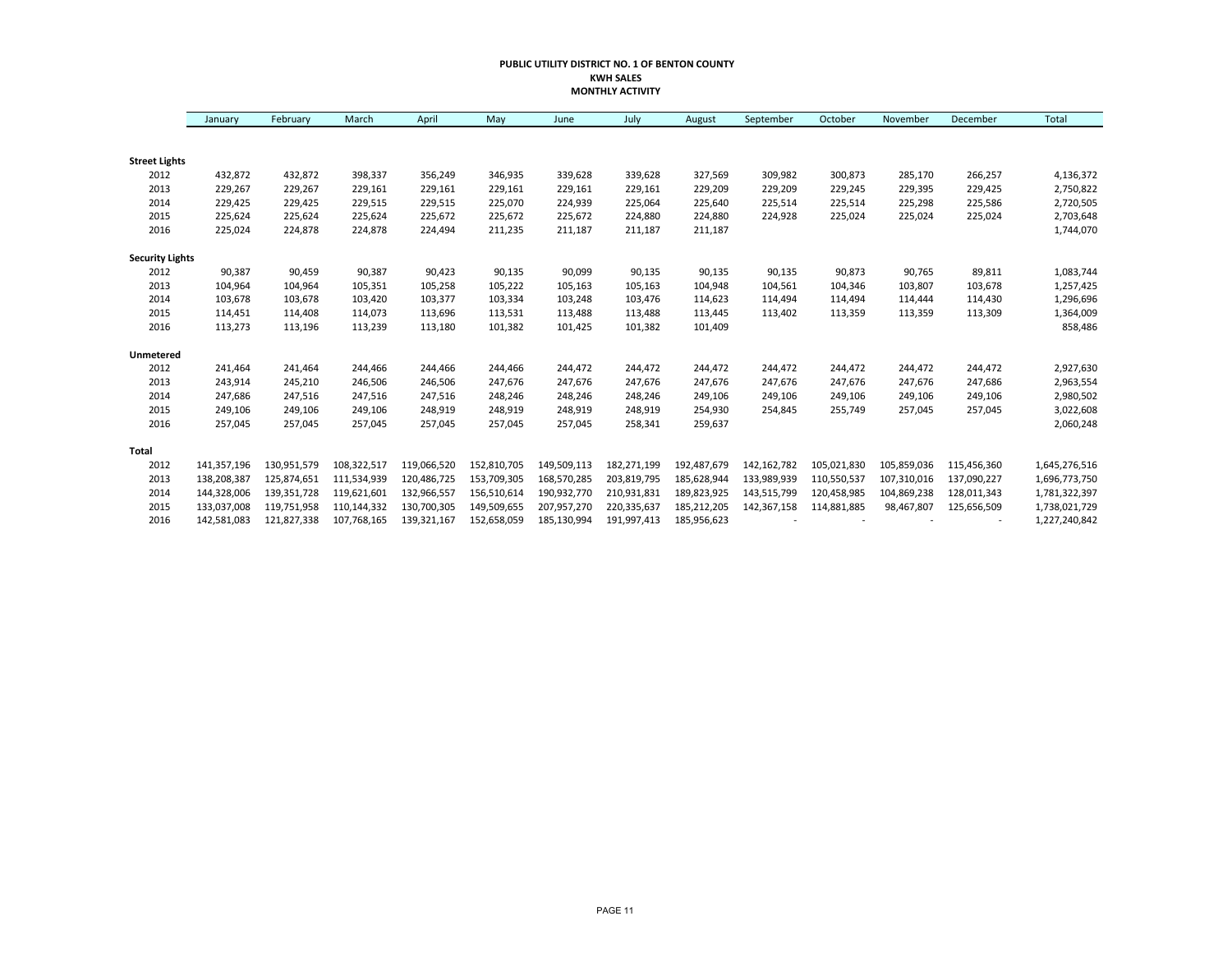**PUBLIC UTILITY DISTRICT NO. 1 OF BENTON COUNTY**
**KWH SALES**
**MONTHLY ACTIVITY**

| | January | February | March | April | May | June | July | August | September | October | November | December | Total |
|---|---|---|---|---|---|---|---|---|---|---|---|---|---|
| **Street Lights** | | | | | | | | | | | | | |
| 2012 | 432,872 | 432,872 | 398,337 | 356,249 | 346,935 | 339,628 | 339,628 | 327,569 | 309,982 | 300,873 | 285,170 | 266,257 | 4,136,372 |
| 2013 | 229,267 | 229,267 | 229,161 | 229,161 | 229,161 | 229,161 | 229,161 | 229,209 | 229,209 | 229,245 | 229,395 | 229,425 | 2,750,822 |
| 2014 | 229,425 | 229,425 | 229,515 | 229,515 | 225,070 | 224,939 | 225,064 | 225,640 | 225,514 | 225,514 | 225,298 | 225,586 | 2,720,505 |
| 2015 | 225,624 | 225,624 | 225,624 | 225,672 | 225,672 | 225,672 | 224,880 | 224,880 | 224,928 | 225,024 | 225,024 | 225,024 | 2,703,648 |
| 2016 | 225,024 | 224,878 | 224,878 | 224,494 | 211,235 | 211,187 | 211,187 | 211,187 | | | | | 1,744,070 |
| **Security Lights** | | | | | | | | | | | | | |
| 2012 | 90,387 | 90,459 | 90,387 | 90,423 | 90,135 | 90,099 | 90,135 | 90,135 | 90,135 | 90,873 | 90,765 | 89,811 | 1,083,744 |
| 2013 | 104,964 | 104,964 | 105,351 | 105,258 | 105,222 | 105,163 | 105,163 | 104,948 | 104,561 | 104,346 | 103,807 | 103,678 | 1,257,425 |
| 2014 | 103,678 | 103,678 | 103,420 | 103,377 | 103,334 | 103,248 | 103,476 | 114,623 | 114,494 | 114,494 | 114,444 | 114,430 | 1,296,696 |
| 2015 | 114,451 | 114,408 | 114,073 | 113,696 | 113,531 | 113,488 | 113,488 | 113,445 | 113,402 | 113,359 | 113,359 | 113,309 | 1,364,009 |
| 2016 | 113,273 | 113,196 | 113,239 | 113,180 | 101,382 | 101,425 | 101,382 | 101,409 | | | | | 858,486 |
| **Unmetered** | | | | | | | | | | | | | |
| 2012 | 241,464 | 241,464 | 244,466 | 244,466 | 244,466 | 244,472 | 244,472 | 244,472 | 244,472 | 244,472 | 244,472 | 244,472 | 2,927,630 |
| 2013 | 243,914 | 245,210 | 246,506 | 246,506 | 247,676 | 247,676 | 247,676 | 247,676 | 247,676 | 247,676 | 247,676 | 247,686 | 2,963,554 |
| 2014 | 247,686 | 247,516 | 247,516 | 247,516 | 248,246 | 248,246 | 248,246 | 249,106 | 249,106 | 249,106 | 249,106 | 249,106 | 2,980,502 |
| 2015 | 249,106 | 249,106 | 249,106 | 248,919 | 248,919 | 248,919 | 248,919 | 254,930 | 254,845 | 255,749 | 257,045 | 257,045 | 3,022,608 |
| 2016 | 257,045 | 257,045 | 257,045 | 257,045 | 257,045 | 257,045 | 258,341 | 259,637 | | | | | 2,060,248 |
| **Total** | | | | | | | | | | | | | |
| 2012 | 141,357,196 | 130,951,579 | 108,322,517 | 119,066,520 | 152,810,705 | 149,509,113 | 182,271,199 | 192,487,679 | 142,162,782 | 105,021,830 | 105,859,036 | 115,456,360 | 1,645,276,516 |
| 2013 | 138,208,387 | 125,874,651 | 111,534,939 | 120,486,725 | 153,709,305 | 168,570,285 | 203,819,795 | 185,628,944 | 133,989,939 | 110,550,537 | 107,310,016 | 137,090,227 | 1,696,773,750 |
| 2014 | 144,328,006 | 139,351,728 | 119,621,601 | 132,966,557 | 156,510,614 | 190,932,770 | 210,931,831 | 189,823,925 | 143,515,799 | 120,458,985 | 104,869,238 | 128,011,343 | 1,781,322,397 |
| 2015 | 133,037,008 | 119,751,958 | 110,144,332 | 130,700,305 | 149,509,655 | 207,957,270 | 220,335,637 | 185,212,205 | 142,367,158 | 114,881,885 | 98,467,807 | 125,656,509 | 1,738,021,729 |
| 2016 | 142,581,083 | 121,827,338 | 107,768,165 | 139,321,167 | 152,658,059 | 185,130,994 | 191,997,413 | 185,956,623 | - | - | - | - | 1,227,240,842 |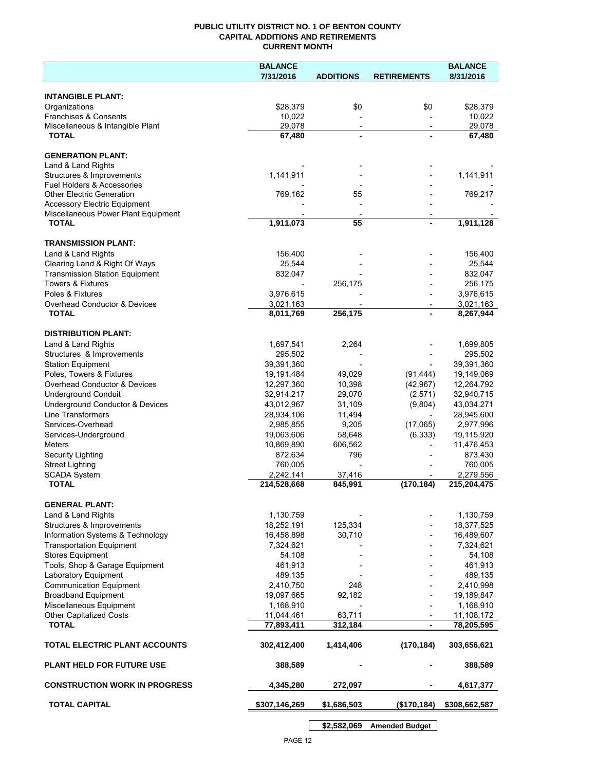**PUBLIC UTILITY DISTRICT NO. 1 OF BENTON COUNTY**
**CAPITAL ADDITIONS AND RETIREMENTS**
**CURRENT MONTH**

| | BALANCE 7/31/2016 | ADDITIONS | RETIREMENTS | BALANCE 8/31/2016 |
|---|---|---|---|---|
| **INTANGIBLE PLANT:** | | | | |
| Organizations | $28,379 | $0 | $0 | $28,379 |
| Franchises & Consents | 10,022 | - | - | 10,022 |
| Miscellaneous & Intangible Plant | 29,078 | - | - | 29,078 |
| **TOTAL** | **67,480** | **-** | **-** | **67,480** |
| **GENERATION PLANT:** | | | | |
| Land & Land Rights | - | - | - | - |
| Structures & Improvements | 1,141,911 | - | - | 1,141,911 |
| Fuel Holders & Accessories | - | - | - | - |
| Other Electric Generation | 769,162 | 55 | - | 769,217 |
| Accessory Electric Equipment | - | - | - | - |
| Miscellaneous Power Plant Equipment | - | - | - | - |
| **TOTAL** | **1,911,073** | **55** | **-** | **1,911,128** |
| **TRANSMISSION PLANT:** | | | | |
| Land & Land Rights | 156,400 | - | - | 156,400 |
| Clearing Land & Right Of Ways | 25,544 | - | - | 25,544 |
| Transmission Station Equipment | 832,047 | - | - | 832,047 |
| Towers & Fixtures | - | 256,175 | - | 256,175 |
| Poles & Fixtures | 3,976,615 | - | - | 3,976,615 |
| Overhead Conductor & Devices | 3,021,163 | - | - | 3,021,163 |
| **TOTAL** | **8,011,769** | **256,175** | **-** | **8,267,944** |
| **DISTRIBUTION PLANT:** | | | | |
| Land & Land Rights | 1,697,541 | 2,264 | - | 1,699,805 |
| Structures & Improvements | 295,502 | - | - | 295,502 |
| Station Equipment | 39,391,360 | - | - | 39,391,360 |
| Poles, Towers & Fixtures | 19,191,484 | 49,029 | (91,444) | 19,149,069 |
| Overhead Conductor & Devices | 12,297,360 | 10,398 | (42,967) | 12,264,792 |
| Underground Conduit | 32,914,217 | 29,070 | (2,571) | 32,940,715 |
| Underground Conductor & Devices | 43,012,967 | 31,109 | (9,804) | 43,034,271 |
| Line Transformers | 28,934,106 | 11,494 | - | 28,945,600 |
| Services-Overhead | 2,985,855 | 9,205 | (17,065) | 2,977,996 |
| Services-Underground | 19,063,606 | 58,648 | (6,333) | 19,115,920 |
| Meters | 10,869,890 | 606,562 | - | 11,476,453 |
| Security Lighting | 872,634 | 796 | - | 873,430 |
| Street Lighting | 760,005 | - | - | 760,005 |
| SCADA System | 2,242,141 | 37,416 | - | 2,279,556 |
| **TOTAL** | **214,528,668** | **845,991** | **(170,184)** | **215,204,475** |
| **GENERAL PLANT:** | | | | |
| Land & Land Rights | 1,130,759 | - | - | 1,130,759 |
| Structures & Improvements | 18,252,191 | 125,334 | - | 18,377,525 |
| Information Systems & Technology | 16,458,898 | 30,710 | - | 16,489,607 |
| Transportation Equipment | 7,324,621 | - | - | 7,324,621 |
| Stores Equipment | 54,108 | - | - | 54,108 |
| Tools, Shop & Garage Equipment | 461,913 | - | - | 461,913 |
| Laboratory Equipment | 489,135 | - | - | 489,135 |
| Communication Equipment | 2,410,750 | 248 | - | 2,410,998 |
| Broadband Equipment | 19,097,665 | 92,182 | - | 19,189,847 |
| Miscellaneous Equipment | 1,168,910 | - | - | 1,168,910 |
| Other Capitalized Costs | 11,044,461 | 63,711 | - | 11,108,172 |
| **TOTAL** | **77,893,411** | **312,184** | **-** | **78,205,595** |
| **TOTAL ELECTRIC PLANT ACCOUNTS** | **302,412,400** | **1,414,406** | **(170,184)** | **303,656,621** |
| **PLANT HELD FOR FUTURE USE** | **388,589** | **-** | **-** | **388,589** |
| **CONSTRUCTION WORK IN PROGRESS** | **4,345,280** | **272,097** | **-** | **4,617,377** |
| **TOTAL CAPITAL** | **$307,146,269** | **$1,686,503** | **($170,184)** | **$308,662,587** |
| | | **$2,582,069** | **Amended Budget** | |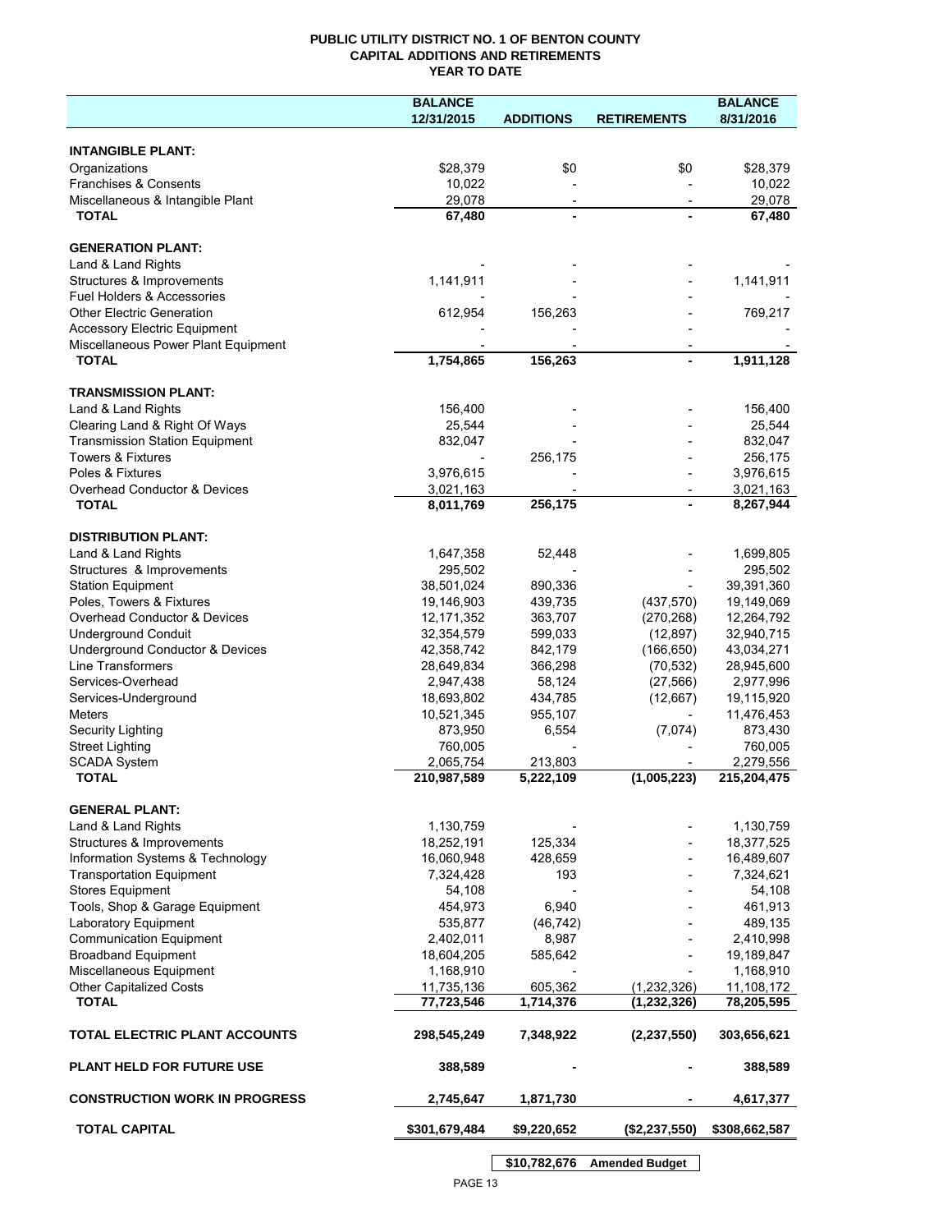# PUBLIC UTILITY DISTRICT NO. 1 OF BENTON COUNTY
## CAPITAL ADDITIONS AND RETIREMENTS
## YEAR TO DATE

| | BALANCE 12/31/2015 | ADDITIONS | RETIREMENTS | BALANCE 8/31/2016 |
|---|---|---|---|---|
| **INTANGIBLE PLANT:** | | | | |
| Organizations | $28,379 | $0 | $0 | $28,379 |
| Franchises & Consents | 10,022 | - | - | 10,022 |
| Miscellaneous & Intangible Plant | 29,078 | - | - | 29,078 |
| **TOTAL** | **67,480** | **-** | **-** | **67,480** |
| **GENERATION PLANT:** | | | | |
| Land & Land Rights | - | - | - | - |
| Structures & Improvements | 1,141,911 | - | - | 1,141,911 |
| Fuel Holders & Accessories | - | - | - | - |
| Other Electric Generation | 612,954 | 156,263 | - | 769,217 |
| Accessory Electric Equipment | - | - | - | - |
| Miscellaneous Power Plant Equipment | - | - | - | - |
| **TOTAL** | **1,754,865** | **156,263** | **-** | **1,911,128** |
| **TRANSMISSION PLANT:** | | | | |
| Land & Land Rights | 156,400 | - | - | 156,400 |
| Clearing Land & Right Of Ways | 25,544 | - | - | 25,544 |
| Transmission Station Equipment | 832,047 | - | - | 832,047 |
| Towers & Fixtures | - | 256,175 | - | 256,175 |
| Poles & Fixtures | 3,976,615 | - | - | 3,976,615 |
| Overhead Conductor & Devices | 3,021,163 | - | - | 3,021,163 |
| **TOTAL** | **8,011,769** | **256,175** | **-** | **8,267,944** |
| **DISTRIBUTION PLANT:** | | | | |
| Land & Land Rights | 1,647,358 | 52,448 | - | 1,699,805 |
| Structures & Improvements | 295,502 | - | - | 295,502 |
| Station Equipment | 38,501,024 | 890,336 | - | 39,391,360 |
| Poles, Towers & Fixtures | 19,146,903 | 439,735 | (437,570) | 19,149,069 |
| Overhead Conductor & Devices | 12,171,352 | 363,707 | (270,268) | 12,264,792 |
| Underground Conduit | 32,354,579 | 599,033 | (12,897) | 32,940,715 |
| Underground Conductor & Devices | 42,358,742 | 842,179 | (166,650) | 43,034,271 |
| Line Transformers | 28,649,834 | 366,298 | (70,532) | 28,945,600 |
| Services-Overhead | 2,947,438 | 58,124 | (27,566) | 2,977,996 |
| Services-Underground | 18,693,802 | 434,785 | (12,667) | 19,115,920 |
| Meters | 10,521,345 | 955,107 | - | 11,476,453 |
| Security Lighting | 873,950 | 6,554 | (7,074) | 873,430 |
| Street Lighting | 760,005 | - | - | 760,005 |
| SCADA System | 2,065,754 | 213,803 | - | 2,279,556 |
| **TOTAL** | **210,987,589** | **5,222,109** | **(1,005,223)** | **215,204,475** |
| **GENERAL PLANT:** | | | | |
| Land & Land Rights | 1,130,759 | - | - | 1,130,759 |
| Structures & Improvements | 18,252,191 | 125,334 | - | 18,377,525 |
| Information Systems & Technology | 16,060,948 | 428,659 | - | 16,489,607 |
| Transportation Equipment | 7,324,428 | 193 | - | 7,324,621 |
| Stores Equipment | 54,108 | - | - | 54,108 |
| Tools, Shop & Garage Equipment | 454,973 | 6,940 | - | 461,913 |
| Laboratory Equipment | 535,877 | (46,742) | - | 489,135 |
| Communication Equipment | 2,402,011 | 8,987 | - | 2,410,998 |
| Broadband Equipment | 18,604,205 | 585,642 | - | 19,189,847 |
| Miscellaneous Equipment | 1,168,910 | - | - | 1,168,910 |
| Other Capitalized Costs | 11,735,136 | 605,362 | (1,232,326) | 11,108,172 |
| **TOTAL** | **77,723,546** | **1,714,376** | **(1,232,326)** | **78,205,595** |
| **TOTAL ELECTRIC PLANT ACCOUNTS** | **298,545,249** | **7,348,922** | **(2,237,550)** | **303,656,621** |
| **PLANT HELD FOR FUTURE USE** | **388,589** | **-** | **-** | **388,589** |
| **CONSTRUCTION WORK IN PROGRESS** | **2,745,647** | **1,871,730** | **-** | **4,617,377** |
| **TOTAL CAPITAL** | **$301,679,484** | **$9,220,652** | **($2,237,550)** | **$308,662,587** |

| | | | |
|---|---|---|---|
| | **$10,782,676** | **Amended Budget** | |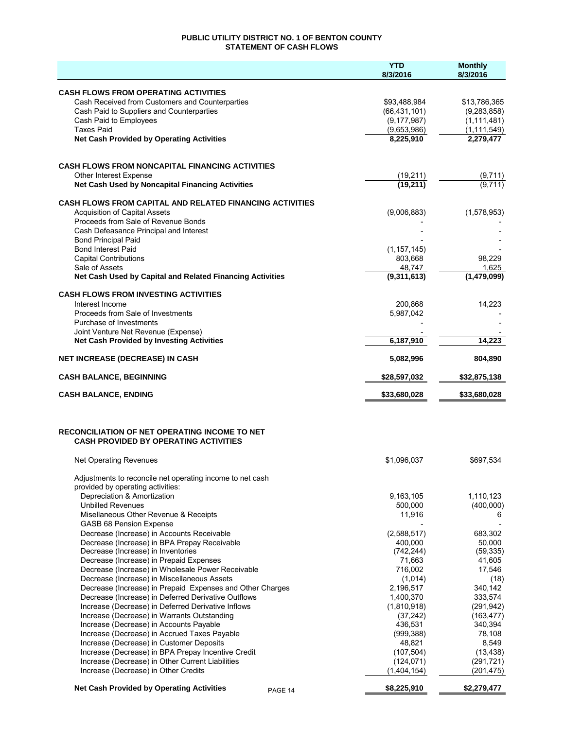# PUBLIC UTILITY DISTRICT NO. 1 OF BENTON COUNTY
## STATEMENT OF CASH FLOWS

| | YTD 8/3/2016 | Monthly 8/3/2016 |
|---|---|---|
| **CASH FLOWS FROM OPERATING ACTIVITIES** | | |
| Cash Received from Customers and Counterparties | $93,488,984 | $13,786,365 |
| Cash Paid to Suppliers and Counterparties | (66,431,101) | (9,283,858) |
| Cash Paid to Employees | (9,177,987) | (1,111,481) |
| Taxes Paid | (9,653,986) | (1,111,549) |
| **Net Cash Provided by Operating Activities** | **8,225,910** | **2,279,477** |
| **CASH FLOWS FROM NONCAPITAL FINANCING ACTIVITIES** | | |
| Other Interest Expense | (19,211) | (9,711) |
| **Net Cash Used by Noncapital Financing Activities** | **(19,211)** | (9,711) |
| **CASH FLOWS FROM CAPITAL AND RELATED FINANCING ACTIVITIES** | | |
| Acquisition of Capital Assets | (9,006,883) | (1,578,953) |
| Proceeds from Sale of Revenue Bonds | - | - |
| Cash Defeasance Principal and Interest | - | - |
| Bond Principal Paid | - | - |
| Bond Interest Paid | (1,157,145) | - |
| Capital Contributions | 803,668 | 98,229 |
| Sale of Assets | 48,747 | 1,625 |
| **Net Cash Used by Capital and Related Financing Activities** | **(9,311,613)** | **(1,479,099)** |
| **CASH FLOWS FROM INVESTING ACTIVITIES** | | |
| Interest Income | 200,868 | 14,223 |
| Proceeds from Sale of Investments | 5,987,042 | - |
| Purchase of Investments | - | - |
| Joint Venture Net Revenue (Expense) | - | - |
| **Net Cash Provided by Investing Activities** | **6,187,910** | **14,223** |
| **NET INCREASE (DECREASE) IN CASH** | **5,082,996** | **804,890** |
| **CASH BALANCE, BEGINNING** | **$28,597,032** | **$32,875,138** |
| **CASH BALANCE, ENDING** | **$33,680,028** | **$33,680,028** |

## RECONCILIATION OF NET OPERATING INCOME TO NET CASH PROVIDED BY OPERATING ACTIVITIES

| | YTD 8/3/2016 | Monthly 8/3/2016 |
|---|---|---|
| Net Operating Revenues | $1,096,037 | $697,534 |
| Adjustments to reconcile net operating income to net cash provided by operating activities: | | |
| Depreciation & Amortization | 9,163,105 | 1,110,123 |
| Unbilled Revenues | 500,000 | (400,000) |
| Misellaneous Other Revenue & Receipts | 11,916 | 6 |
| GASB 68 Pension Expense | - | - |
| Decrease (Increase) in Accounts Receivable | (2,588,517) | 683,302 |
| Decrease (Increase) in BPA Prepay Receivable | 400,000 | 50,000 |
| Decrease (Increase) in Inventories | (742,244) | (59,335) |
| Decrease (Increase) in Prepaid Expenses | 71,663 | 41,605 |
| Decrease (Increase) in Wholesale Power Receivable | 716,002 | 17,546 |
| Decrease (Increase) in Miscellaneous Assets | (1,014) | (18) |
| Decrease (Increase) in Prepaid Expenses and Other Charges | 2,196,517 | 340,142 |
| Decrease (Increase) in Deferred Derivative Outflows | 1,400,370 | 333,574 |
| Increase (Decrease) in Deferred Derivative Inflows | (1,810,918) | (291,942) |
| Increase (Decrease) in Warrants Outstanding | (37,242) | (163,477) |
| Increase (Decrease) in Accounts Payable | 436,531 | 340,394 |
| Increase (Decrease) in Accrued Taxes Payable | (999,388) | 78,108 |
| Increase (Decrease) in Customer Deposits | 48,821 | 8,549 |
| Increase (Decrease) in BPA Prepay Incentive Credit | (107,504) | (13,438) |
| Increase (Decrease) in Other Current Liabilities | (124,071) | (291,721) |
| Increase (Decrease) in Other Credits | (1,404,154) | (201,475) |
| **Net Cash Provided by Operating Activities** | **$8,225,910** | **$2,279,477** |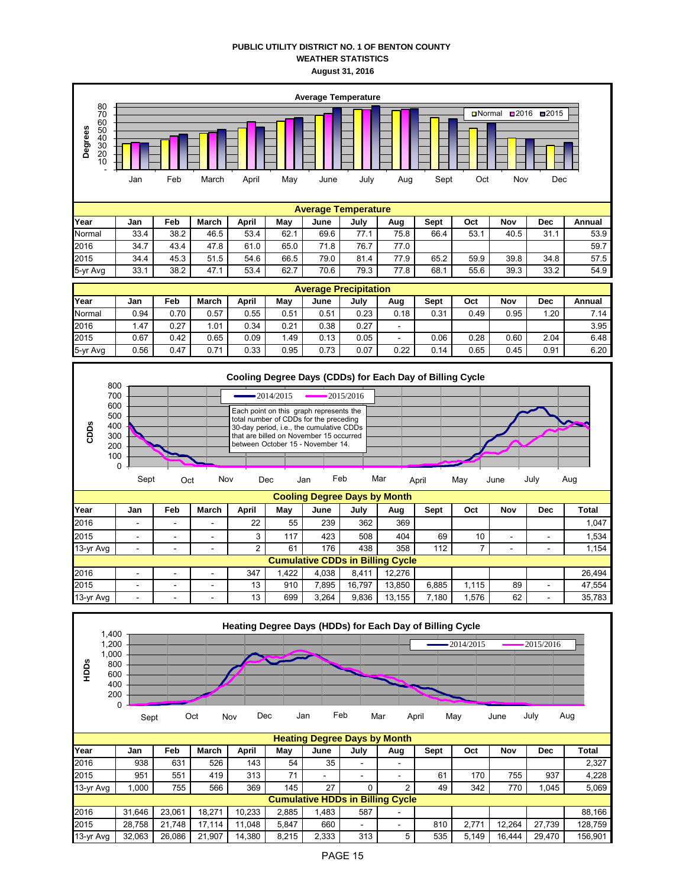# PUBLIC UTILITY DISTRICT NO. 1 OF BENTON COUNTY
## WEATHER STATISTICS
### August 31, 2016

**Average Temperature**

| Year | Jan | Feb | March | April | May | June | July | Aug | Sept | Oct | Nov | Dec | Annual |
|---|---|---|---|---|---|---|---|---|---|---|---|---|---|
| Normal | 33.4 | 38.2 | 46.5 | 53.4 | 62.1 | 69.6 | 77.1 | 75.8 | 66.4 | 53.1 | 40.5 | 31.1 | 53.9 |
| 2016 | 34.7 | 43.4 | 47.8 | 61.0 | 65.0 | 71.8 | 76.7 | 77.0 | | | | | 59.7 |
| 2015 | 34.4 | 45.3 | 51.5 | 54.6 | 66.5 | 79.0 | 81.4 | 77.9 | 65.2 | 59.9 | 39.8 | 34.8 | 57.5 |
| 5-yr Avg | 33.1 | 38.2 | 47.1 | 53.4 | 62.7 | 70.6 | 79.3 | 77.8 | 68.1 | 55.6 | 39.3 | 33.2 | 54.9 |

**Average Precipitation**

| Year | Jan | Feb | March | April | May | June | July | Aug | Sept | Oct | Nov | Dec | Annual |
|---|---|---|---|---|---|---|---|---|---|---|---|---|---|
| Normal | 0.94 | 0.70 | 0.57 | 0.55 | 0.51 | 0.51 | 0.23 | 0.18 | 0.31 | 0.49 | 0.95 | 1.20 | 7.14 |
| 2016 | 1.47 | 0.27 | 1.01 | 0.34 | 0.21 | 0.38 | 0.27 | - | | | | | 3.95 |
| 2015 | 0.67 | 0.42 | 0.65 | 0.09 | 1.49 | 0.13 | 0.05 | - | 0.06 | 0.28 | 0.60 | 2.04 | 6.48 |
| 5-yr Avg | 0.56 | 0.47 | 0.71 | 0.33 | 0.95 | 0.73 | 0.07 | 0.22 | 0.14 | 0.65 | 0.45 | 0.91 | 6.20 |

**Cooling Degree Days (CDDs) for Each Day of Billing Cycle**

Each point on this graph represents the total number of CDDs for the preceding 30-day period, i.e., the cumulative CDDs that are billed on November 15 occurred between October 15 - November 14.

**Cooling Degree Days by Month**

| Year | Jan | Feb | March | April | May | June | July | Aug | Sept | Oct | Nov | Dec | Total |
|---|---|---|---|---|---|---|---|---|---|---|---|---|---|
| 2016 | - | - | - | 22 | 55 | 239 | 362 | 369 | | | | | 1,047 |
| 2015 | - | - | - | 3 | 117 | 423 | 508 | 404 | 69 | 10 | - | - | 1,534 |
| 13-yr Avg | - | - | - | 2 | 61 | 176 | 438 | 358 | 112 | 7 | - | - | 1,154 |
| **Cumulative CDDs in Billing Cycle** | | | | | | | | | | | | | |
| 2016 | - | - | - | 347 | 1,422 | 4,038 | 8,411 | 12,276 | | | | | 26,494 |
| 2015 | - | - | - | 13 | 910 | 7,895 | 16,797 | 13,850 | 6,885 | 1,115 | 89 | - | 47,554 |
| 13-yr Avg | - | - | - | 13 | 699 | 3,264 | 9,836 | 13,155 | 7,180 | 1,576 | 62 | - | 35,783 |

**Heating Degree Days (HDDs) for Each Day of Billing Cycle**

**Heating Degree Days by Month**

| Year | Jan | Feb | March | April | May | June | July | Aug | Sept | Oct | Nov | Dec | Total |
|---|---|---|---|---|---|---|---|---|---|---|---|---|---|
| 2016 | 938 | 631 | 526 | 143 | 54 | 35 | - | - | | | | | 2,327 |
| 2015 | 951 | 551 | 419 | 313 | 71 | - | - | - | 61 | 170 | 755 | 937 | 4,228 |
| 13-yr Avg | 1,000 | 755 | 566 | 369 | 145 | 27 | 0 | 2 | 49 | 342 | 770 | 1,045 | 5,069 |
| **Cumulative HDDs in Billing Cycle** | | | | | | | | | | | | | |
| 2016 | 31,646 | 23,061 | 18,271 | 10,233 | 2,885 | 1,483 | 587 | - | | | | | 88,166 |
| 2015 | 28,758 | 21,748 | 17,114 | 11,048 | 5,847 | 660 | - | - | 810 | 2,771 | 12,264 | 27,739 | 128,759 |
| 13-yr Avg | 32,063 | 26,086 | 21,907 | 14,380 | 8,215 | 2,333 | 313 | 5 | 535 | 5,149 | 16,444 | 29,470 | 156,901 |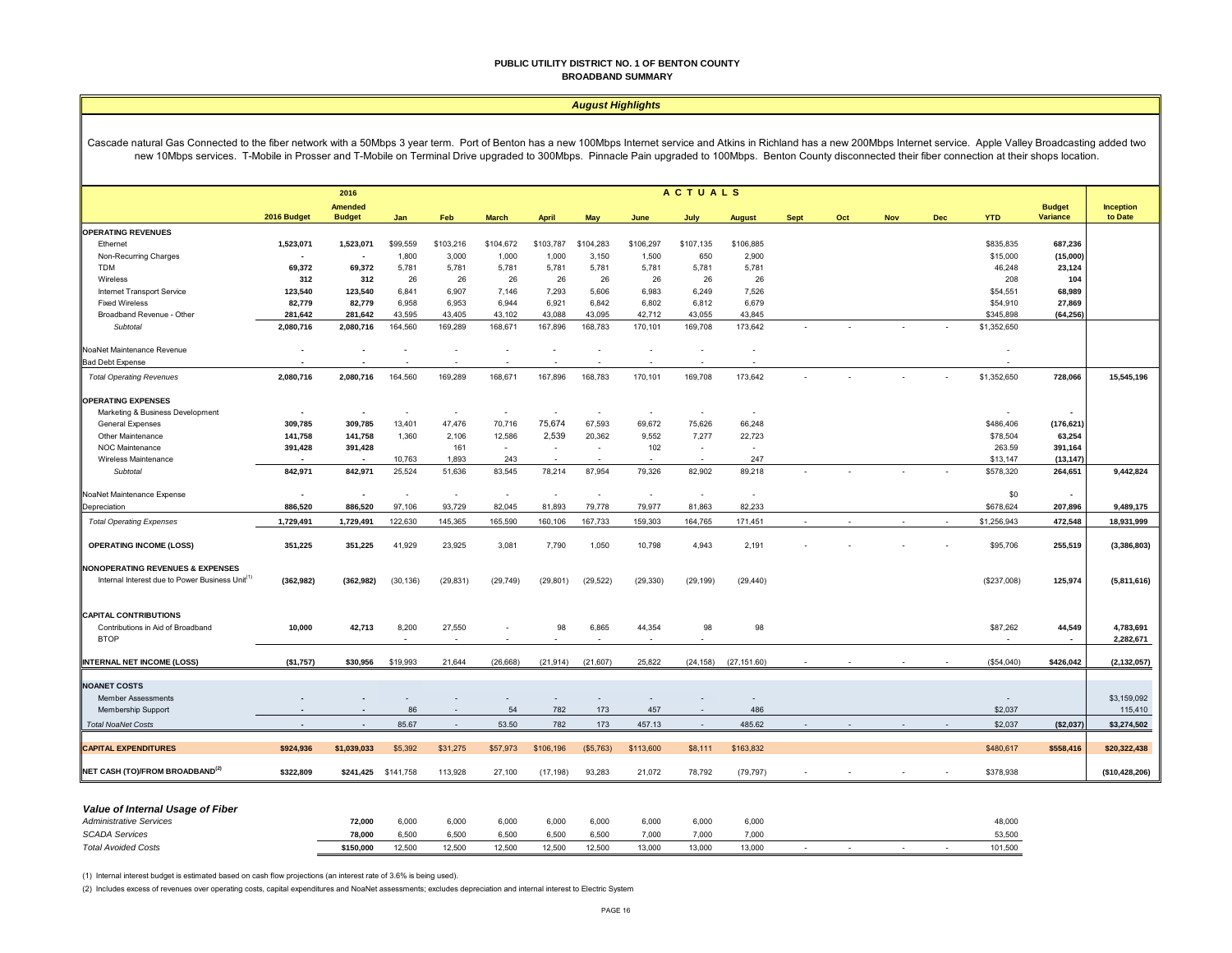**PUBLIC UTILITY DISTRICT NO. 1 OF BENTON COUNTY**
**BROADBAND SUMMARY**

*August Highlights*

Cascade natural Gas Connected to the fiber network with a 50Mbps 3 year term. Port of Benton has a new 100Mbps Internet service and Atkins in Richland has a new 200Mbps Internet service. Apple Valley Broadcasting added two new 10Mbps services. T-Mobile in Prosser and T-Mobile on Terminal Drive upgraded to 300Mbps. Pinnacle Pain upgraded to 100Mbps. Benton County disconnected their fiber connection at their shops location.

| | 2016 Budget | 2016 Amended Budget | Jan | Feb | March | April | May | June | July | August | Sept | Oct | Nov | Dec | YTD | Budget Variance | Inception to Date |
|---|---|---|---|---|---|---|---|---|---|---|---|---|---|---|---|---|---|
| | | | ACTUALS | | | | | | | | | | | | | | |
| **OPERATING REVENUES** | | | | | | | | | | | | | | | | | |
| Ethernet | 1,523,071 | 1,523,071 | $99,559 | $103,216 | $104,672 | $103,787 | $104,283 | $106,297 | $107,135 | $106,885 | | | | | $835,835 | 687,236 | |
| Non-Recurring Charges | - | - | 1,800 | 3,000 | 1,000 | 1,000 | 3,150 | 1,500 | 650 | 2,900 | | | | | $15,000 | (15,000) | |
| TDM | 69,372 | 69,372 | 5,781 | 5,781 | 5,781 | 5,781 | 5,781 | 5,781 | 5,781 | 5,781 | | | | | 46,248 | 23,124 | |
| Wireless | 312 | 312 | 26 | 26 | 26 | 26 | 26 | 26 | 26 | 26 | | | | | 208 | 104 | |
| Internet Transport Service | 123,540 | 123,540 | 6,841 | 6,907 | 7,146 | 7,293 | 5,606 | 6,983 | 6,249 | 7,526 | | | | | $54,551 | 68,989 | |
| Fixed Wireless | 82,779 | 82,779 | 6,958 | 6,953 | 6,944 | 6,921 | 6,842 | 6,802 | 6,812 | 6,679 | | | | | $54,910 | 27,869 | |
| Broadband Revenue - Other | 281,642 | 281,642 | 43,595 | 43,405 | 43,102 | 43,088 | 43,095 | 42,712 | 43,055 | 43,845 | | | | | $345,898 | (64,256) | |
| *Subtotal* | 2,080,716 | 2,080,716 | 164,560 | 169,289 | 168,671 | 167,896 | 168,783 | 170,101 | 169,708 | 173,642 | - | - | - | - | $1,352,650 | | |
| NoaNet Maintenance Revenue | - | - | - | - | - | - | - | - | - | - | | | | | - | | |
| Bad Debt Expense | - | - | - | - | - | - | - | - | - | - | | | | | - | | |
| *Total Operating Revenues* | 2,080,716 | 2,080,716 | 164,560 | 169,289 | 168,671 | 167,896 | 168,783 | 170,101 | 169,708 | 173,642 | - | - | - | - | $1,352,650 | 728,066 | 15,545,196 |
| **OPERATING EXPENSES** | | | | | | | | | | | | | | | | | |
| Marketing & Business Development | - | - | - | - | - | - | - | - | - | - | | | | | - | - | |
| General Expenses | 309,785 | 309,785 | 13,401 | 47,476 | 70,716 | 75,674 | 67,593 | 69,672 | 75,626 | 66,248 | | | | | $486,406 | (176,621) | |
| Other Maintenance | 141,758 | 141,758 | 1,360 | 2,106 | 12,586 | 2,539 | 20,362 | 9,552 | 7,277 | 22,723 | | | | | $78,504 | 63,254 | |
| NOC Maintenance | 391,428 | 391,428 | - | 161 | - | - | - | 102 | - | - | | | | | 263.59 | 391,164 | |
| Wireless Maintenance | - | - | 10,763 | 1,893 | 243 | - | - | - | - | 247 | | | | | $13,147 | (13,147) | |
| *Subtotal* | 842,971 | 842,971 | 25,524 | 51,636 | 83,545 | 78,214 | 87,954 | 79,326 | 82,902 | 89,218 | - | - | - | - | $578,320 | 264,651 | 9,442,824 |
| NoaNet Maintenance Expense | - | - | - | - | - | - | - | - | - | - | | | | | $0 | - | |
| Depreciation | 886,520 | 886,520 | 97,106 | 93,729 | 82,045 | 81,893 | 79,778 | 79,977 | 81,863 | 82,233 | | | | | $678,624 | 207,896 | 9,489,175 |
| *Total Operating Expenses* | 1,729,491 | 1,729,491 | 122,630 | 145,365 | 165,590 | 160,106 | 167,733 | 159,303 | 164,765 | 171,451 | - | - | - | - | $1,256,943 | 472,548 | 18,931,999 |
| **OPERATING INCOME (LOSS)** | 351,225 | 351,225 | 41,929 | 23,925 | 3,081 | 7,790 | 1,050 | 10,798 | 4,943 | 2,191 | - | - | - | - | $95,706 | 255,519 | (3,386,803) |
| **NONOPERATING REVENUES & EXPENSES** | | | | | | | | | | | | | | | | | |
| Internal Interest due to Power Business Unit[1] | (362,982) | (362,982) | (30,136) | (29,831) | (29,749) | (29,801) | (29,522) | (29,330) | (29,199) | (29,440) | | | | | ($237,008) | 125,974 | (5,811,616) |
| **CAPITAL CONTRIBUTIONS** | | | | | | | | | | | | | | | | | |
| Contributions in Aid of Broadband | 10,000 | 42,713 | 8,200 | 27,550 | - | 98 | 6,865 | 44,354 | 98 | 98 | | | | | $87,262 | 44,549 | 4,783,691 |
| BTOP | - | - | - | - | - | - | - | - | - | | | | | | - | - | 2,282,671 |
| **INTERNAL NET INCOME (LOSS)** | ($1,757) | $30,956 | $19,993 | 21,644 | (26,668) | (21,914) | (21,607) | 25,822 | (24,158) | (27,151.60) | - | - | - | - | ($54,040) | $426,042 | (2,132,057) |
| **NOANET COSTS** | | | | | | | | | | | | | | | | | |
| Member Assessments | - | - | - | - | - | - | - | - | - | - | | | | | - | | $3,159,092 |
| Membership Support | - | - | 86 | - | 54 | 782 | 173 | 457 | - | 486 | | | | | $2,037 | | 115,410 |
| *Total NoaNet Costs* | - | - | 85.67 | - | 53.50 | 782 | 173 | 457.13 | - | 485.62 | - | - | - | - | $2,037 | ($2,037) | $3,274,502 |
| **CAPITAL EXPENDITURES** | $924,936 | $1,039,033 | $5,392 | $31,275 | $57,973 | $106,196 | ($5,763) | $113,600 | $8,111 | $163,832 | | | | | $480,617 | $558,416 | $20,322,438 |
| **NET CASH (TO)/FROM BROADBAND[2]** | $322,809 | $241,425 | $141,758 | 113,928 | 27,100 | (17,198) | 93,283 | 21,072 | 78,792 | (79,797) | - | - | - | - | $378,938 | | ($10,428,206) |

***Value of Internal Usage of Fiber***

| | | Jan | Feb | March | April | May | June | July | August | Sept | Oct | Nov | Dec | YTD |
|---|---|---|---|---|---|---|---|---|---|---|---|---|---|---|
| *Administrative Services* | 72,000 | 6,000 | 6,000 | 6,000 | 6,000 | 6,000 | 6,000 | 6,000 | 6,000 | | | | | 48,000 |
| *SCADA Services* | 78,000 | 6,500 | 6,500 | 6,500 | 6,500 | 6,500 | 7,000 | 7,000 | 7,000 | | | | | 53,500 |
| *Total Avoided Costs* | $150,000 | 12,500 | 12,500 | 12,500 | 12,500 | 12,500 | 13,000 | 13,000 | 13,000 | - | - | - | - | 101,500 |

(1) Internal interest budget is estimated based on cash flow projections (an interest rate of 3.6% is being used).

(2) Includes excess of revenues over operating costs, capital expenditures and NoaNet assessments; excludes depreciation and internal interest to Electric System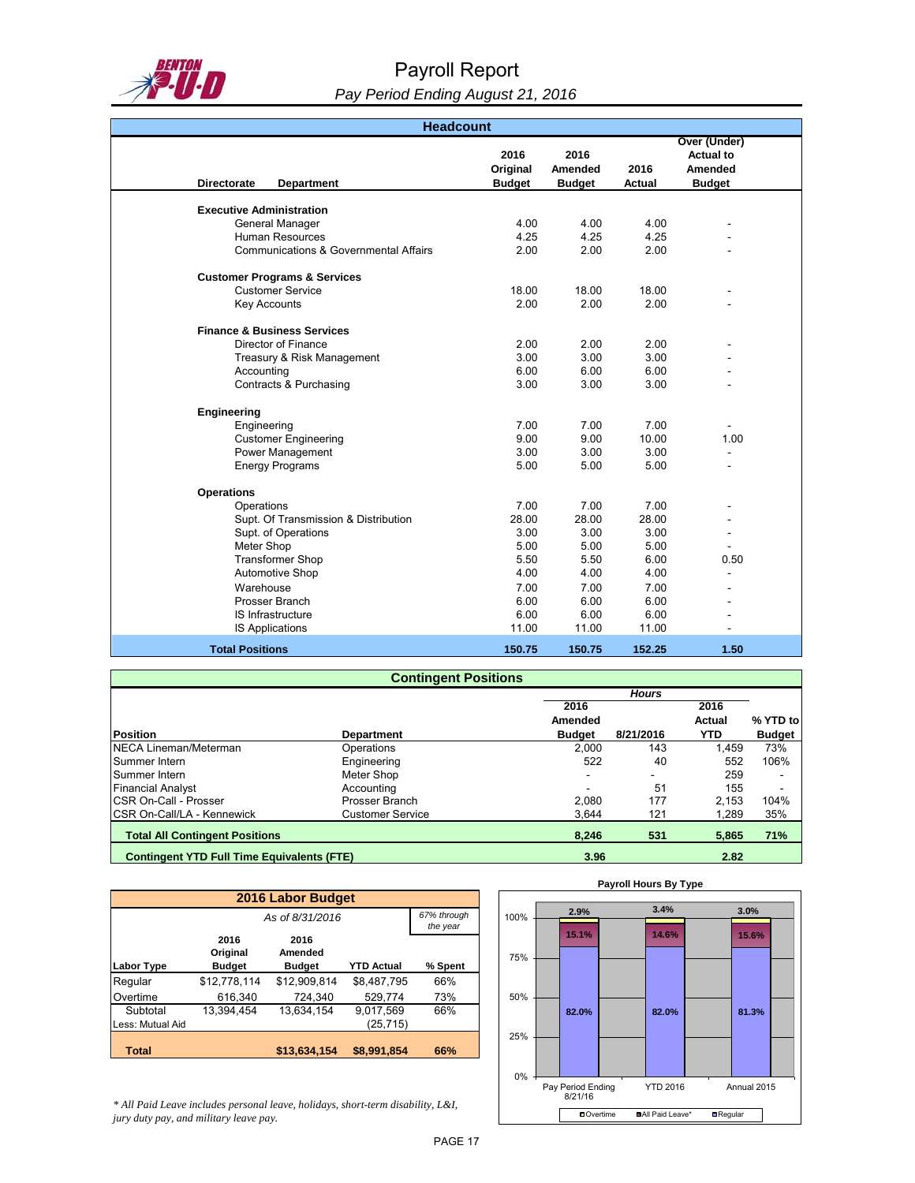# Payroll Report

*Pay Period Ending August 21, 2016*

## Headcount

| Directorate | Department | 2016 Original Budget | 2016 Amended Budget | 2016 Actual | Over (Under) Actual to Amended Budget |
|---|---|---|---|---|---|
| **Executive Administration** | | | | | |
| | General Manager | 4.00 | 4.00 | 4.00 | - |
| | Human Resources | 4.25 | 4.25 | 4.25 | - |
| | Communications & Governmental Affairs | 2.00 | 2.00 | 2.00 | - |
| **Customer Programs & Services** | | | | | |
| | Customer Service | 18.00 | 18.00 | 18.00 | - |
| | Key Accounts | 2.00 | 2.00 | 2.00 | - |
| **Finance & Business Services** | | | | | |
| | Director of Finance | 2.00 | 2.00 | 2.00 | - |
| | Treasury & Risk Management | 3.00 | 3.00 | 3.00 | - |
| | Accounting | 6.00 | 6.00 | 6.00 | - |
| | Contracts & Purchasing | 3.00 | 3.00 | 3.00 | - |
| **Engineering** | | | | | |
| | Engineering | 7.00 | 7.00 | 7.00 | - |
| | Customer Engineering | 9.00 | 9.00 | 10.00 | 1.00 |
| | Power Management | 3.00 | 3.00 | 3.00 | - |
| | Energy Programs | 5.00 | 5.00 | 5.00 | - |
| **Operations** | | | | | |
| | Operations | 7.00 | 7.00 | 7.00 | - |
| | Supt. Of Transmission & Distribution | 28.00 | 28.00 | 28.00 | - |
| | Supt. of Operations | 3.00 | 3.00 | 3.00 | - |
| | Meter Shop | 5.00 | 5.00 | 5.00 | - |
| | Transformer Shop | 5.50 | 5.50 | 6.00 | 0.50 |
| | Automotive Shop | 4.00 | 4.00 | 4.00 | - |
| | Warehouse | 7.00 | 7.00 | 7.00 | - |
| | Prosser Branch | 6.00 | 6.00 | 6.00 | - |
| | IS Infrastructure | 6.00 | 6.00 | 6.00 | - |
| | IS Applications | 11.00 | 11.00 | 11.00 | - |
| **Total Positions** | | **150.75** | **150.75** | **152.25** | **1.50** |

## Contingent Positions

| Position | Department | Hours: 2016 Amended Budget | Hours: 8/21/2016 | Hours: 2016 Actual YTD | % YTD to Budget |
|---|---|---|---|---|---|
| NECA Lineman/Meterman | Operations | 2,000 | 143 | 1,459 | 73% |
| Summer Intern | Engineering | 522 | 40 | 552 | 106% |
| Summer Intern | Meter Shop | - | - | 259 | - |
| Financial Analyst | Accounting | - | 51 | 155 | - |
| CSR On-Call - Prosser | Prosser Branch | 2,080 | 177 | 2,153 | 104% |
| CSR On-Call/LA - Kennewick | Customer Service | 3,644 | 121 | 1,289 | 35% |
| **Total All Contingent Positions** | | **8,246** | **531** | **5,865** | **71%** |
| **Contingent YTD Full Time Equivalents (FTE)** | | **3.96** | | **2.82** | |

## 2016 Labor Budget

As of 8/31/2016 — *67% through the year*

| Labor Type | 2016 Original Budget | 2016 Amended Budget | YTD Actual | % Spent |
|---|---|---|---|---|
| Regular | $12,778,114 | $12,909,814 | $8,487,795 | 66% |
| Overtime | 616,340 | 724,340 | 529,774 | 73% |
| Subtotal | 13,394,454 | 13,634,154 | 9,017,569 | 66% |
| Less: Mutual Aid | | | (25,715) | |
| **Total** | | **$13,634,154** | **$8,991,854** | **66%** |

Payroll Hours By Type

Pay Period Ending 8/21/16: 2.9%, 15.1%, 82.0%

YTD 2016: 3.4%, 14.6%, 82.0%

Annual 2015: 3.0%, 15.6%, 81.3%

100%, 75%, 50%, 25%, 0%

Overtime, All Paid Leave*, Regular

*\* All Paid Leave includes personal leave, holidays, short-term disability, L&I, jury duty pay, and military leave pay.*